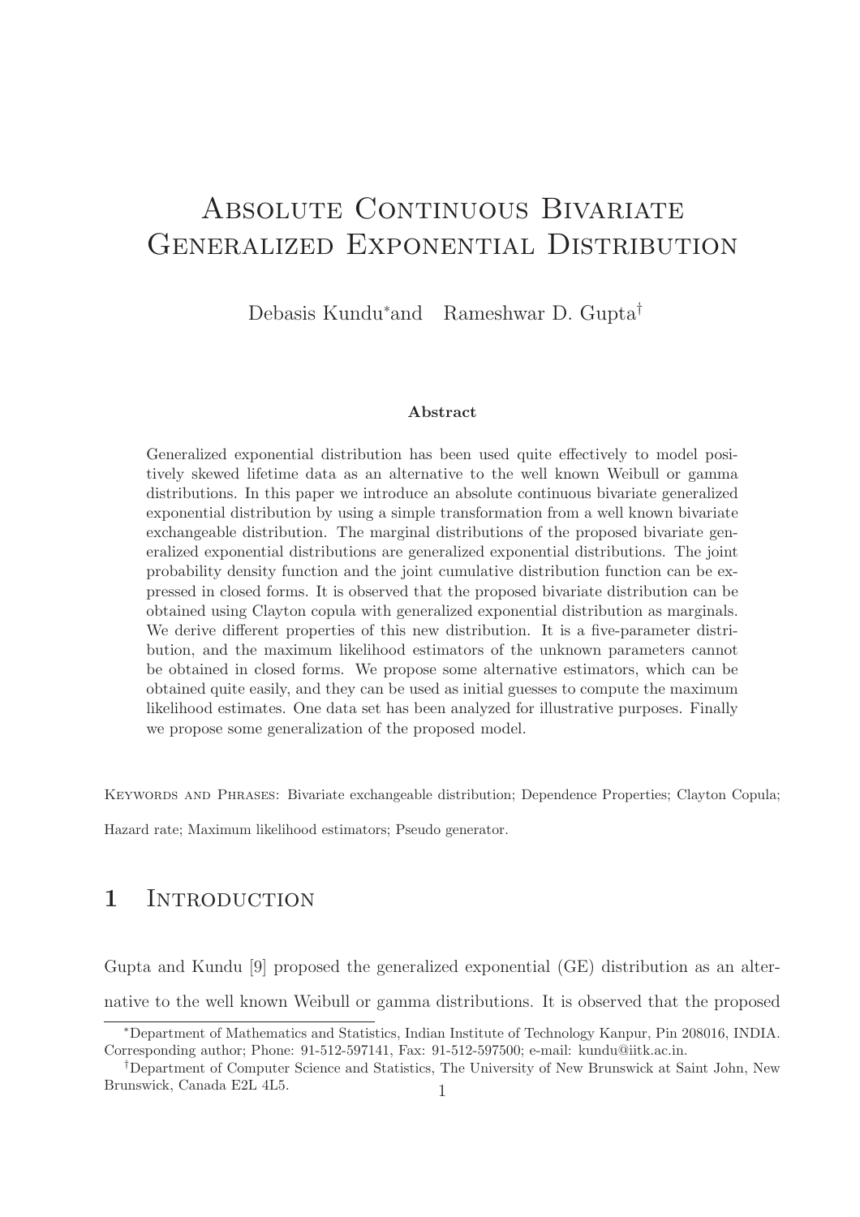# Absolute Continuous Bivariate Generalized Exponential Distribution

Debasis Kundu[*] and Rameshwar D. Gupta[†]

**Abstract**

Generalized exponential distribution has been used quite effectively to model positively skewed lifetime data as an alternative to the well known Weibull or gamma distributions. In this paper we introduce an absolute continuous bivariate generalized exponential distribution by using a simple transformation from a well known bivariate exchangeable distribution. The marginal distributions of the proposed bivariate generalized exponential distributions are generalized exponential distributions. The joint probability density function and the joint cumulative distribution function can be expressed in closed forms. It is observed that the proposed bivariate distribution can be obtained using Clayton copula with generalized exponential distribution as marginals. We derive different properties of this new distribution. It is a five-parameter distribution, and the maximum likelihood estimators of the unknown parameters cannot be obtained in closed forms. We propose some alternative estimators, which can be obtained quite easily, and they can be used as initial guesses to compute the maximum likelihood estimates. One data set has been analyzed for illustrative purposes. Finally we propose some generalization of the proposed model.

Keywords and Phrases: Bivariate exchangeable distribution; Dependence Properties; Clayton Copula; Hazard rate; Maximum likelihood estimators; Pseudo generator.

## 1 Introduction

Gupta and Kundu [9] proposed the generalized exponential (GE) distribution as an alternative to the well known Weibull or gamma distributions. It is observed that the proposed

[*] Department of Mathematics and Statistics, Indian Institute of Technology Kanpur, Pin 208016, INDIA. Corresponding author; Phone: 91-512-597141, Fax: 91-512-597500; e-mail: kundu@iitk.ac.in.

[†] Department of Computer Science and Statistics, The University of New Brunswick at Saint John, New Brunswick, Canada E2L 4L5.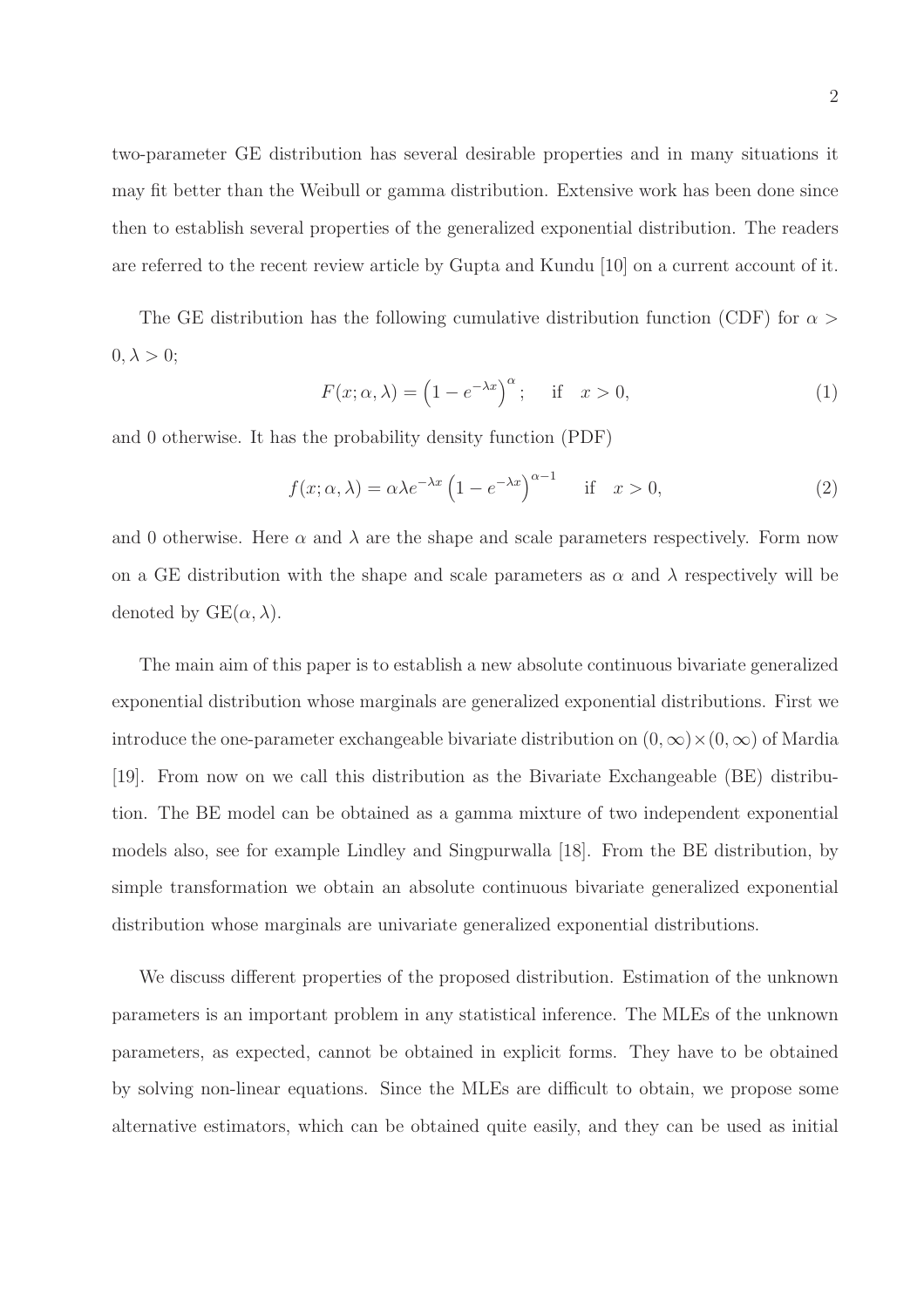two-parameter GE distribution has several desirable properties and in many situations it may fit better than the Weibull or gamma distribution. Extensive work has been done since then to establish several properties of the generalized exponential distribution. The readers are referred to the recent review article by Gupta and Kundu [10] on a current account of it.

The GE distribution has the following cumulative distribution function (CDF) for $\alpha > 0, \lambda > 0$;

$$F(x;\alpha,\lambda) = \left(1 - e^{-\lambda x}\right)^{\alpha}; \quad \text{if} \quad x > 0, \tag{1}$$

and 0 otherwise. It has the probability density function (PDF)

$$f(x;\alpha,\lambda) = \alpha \lambda e^{-\lambda x}\left(1 - e^{-\lambda x}\right)^{\alpha - 1} \quad \text{if} \quad x > 0, \tag{2}$$

and 0 otherwise. Here $\alpha$ and $\lambda$ are the shape and scale parameters respectively. Form now on a GE distribution with the shape and scale parameters as $\alpha$ and $\lambda$ respectively will be denoted by $\text{GE}(\alpha, \lambda)$.

The main aim of this paper is to establish a new absolute continuous bivariate generalized exponential distribution whose marginals are generalized exponential distributions. First we introduce the one-parameter exchangeable bivariate distribution on $(0,\infty)\times(0,\infty)$ of Mardia [19]. From now on we call this distribution as the Bivariate Exchangeable (BE) distribution. The BE model can be obtained as a gamma mixture of two independent exponential models also, see for example Lindley and Singpurwalla [18]. From the BE distribution, by simple transformation we obtain an absolute continuous bivariate generalized exponential distribution whose marginals are univariate generalized exponential distributions.

We discuss different properties of the proposed distribution. Estimation of the unknown parameters is an important problem in any statistical inference. The MLEs of the unknown parameters, as expected, cannot be obtained in explicit forms. They have to be obtained by solving non-linear equations. Since the MLEs are difficult to obtain, we propose some alternative estimators, which can be obtained quite easily, and they can be used as initial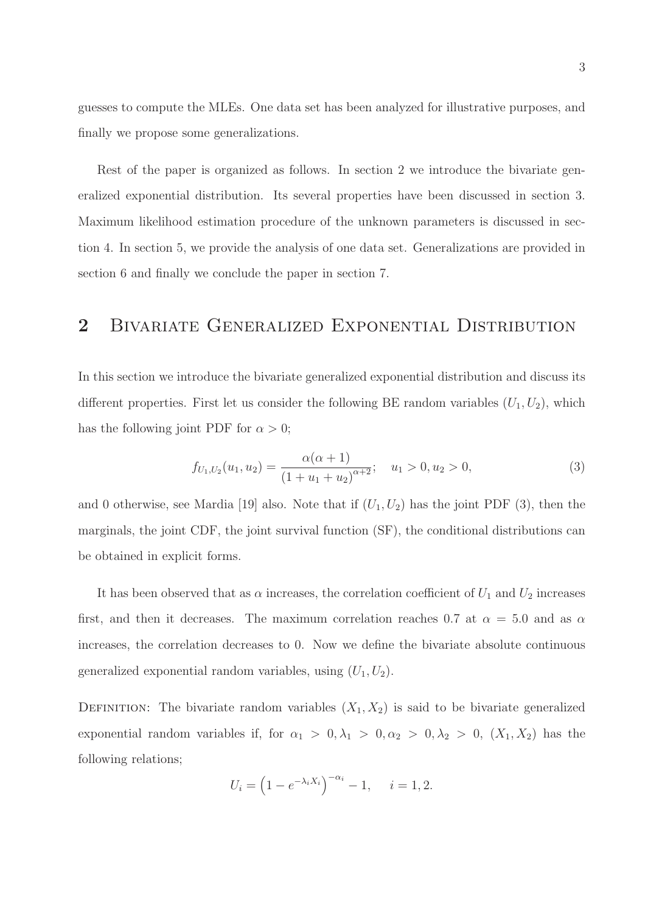guesses to compute the MLEs. One data set has been analyzed for illustrative purposes, and finally we propose some generalizations.

Rest of the paper is organized as follows. In section 2 we introduce the bivariate generalized exponential distribution. Its several properties have been discussed in section 3. Maximum likelihood estimation procedure of the unknown parameters is discussed in section 4. In section 5, we provide the analysis of one data set. Generalizations are provided in section 6 and finally we conclude the paper in section 7.

## 2 Bivariate Generalized Exponential Distribution

In this section we introduce the bivariate generalized exponential distribution and discuss its different properties. First let us consider the following BE random variables $(U_1, U_2)$, which has the following joint PDF for $\alpha > 0$;

$$f_{U_1,U_2}(u_1, u_2) = \frac{\alpha(\alpha+1)}{(1 + u_1 + u_2)^{\alpha+2}}; \quad u_1 > 0, u_2 > 0, \tag{3}$$

and 0 otherwise, see Mardia [19] also. Note that if $(U_1, U_2)$ has the joint PDF (3), then the marginals, the joint CDF, the joint survival function (SF), the conditional distributions can be obtained in explicit forms.

It has been observed that as $\alpha$ increases, the correlation coefficient of $U_1$ and $U_2$ increases first, and then it decreases. The maximum correlation reaches 0.7 at $\alpha = 5.0$ and as $\alpha$ increases, the correlation decreases to 0. Now we define the bivariate absolute continuous generalized exponential random variables, using $(U_1, U_2)$.

Definition: The bivariate random variables $(X_1, X_2)$ is said to be bivariate generalized exponential random variables if, for $\alpha_1 > 0, \lambda_1 > 0, \alpha_2 > 0, \lambda_2 > 0$, $(X_1, X_2)$ has the following relations;

$$U_i = \left(1 - e^{-\lambda_i X_i}\right)^{-\alpha_i} - 1, \quad i = 1, 2.$$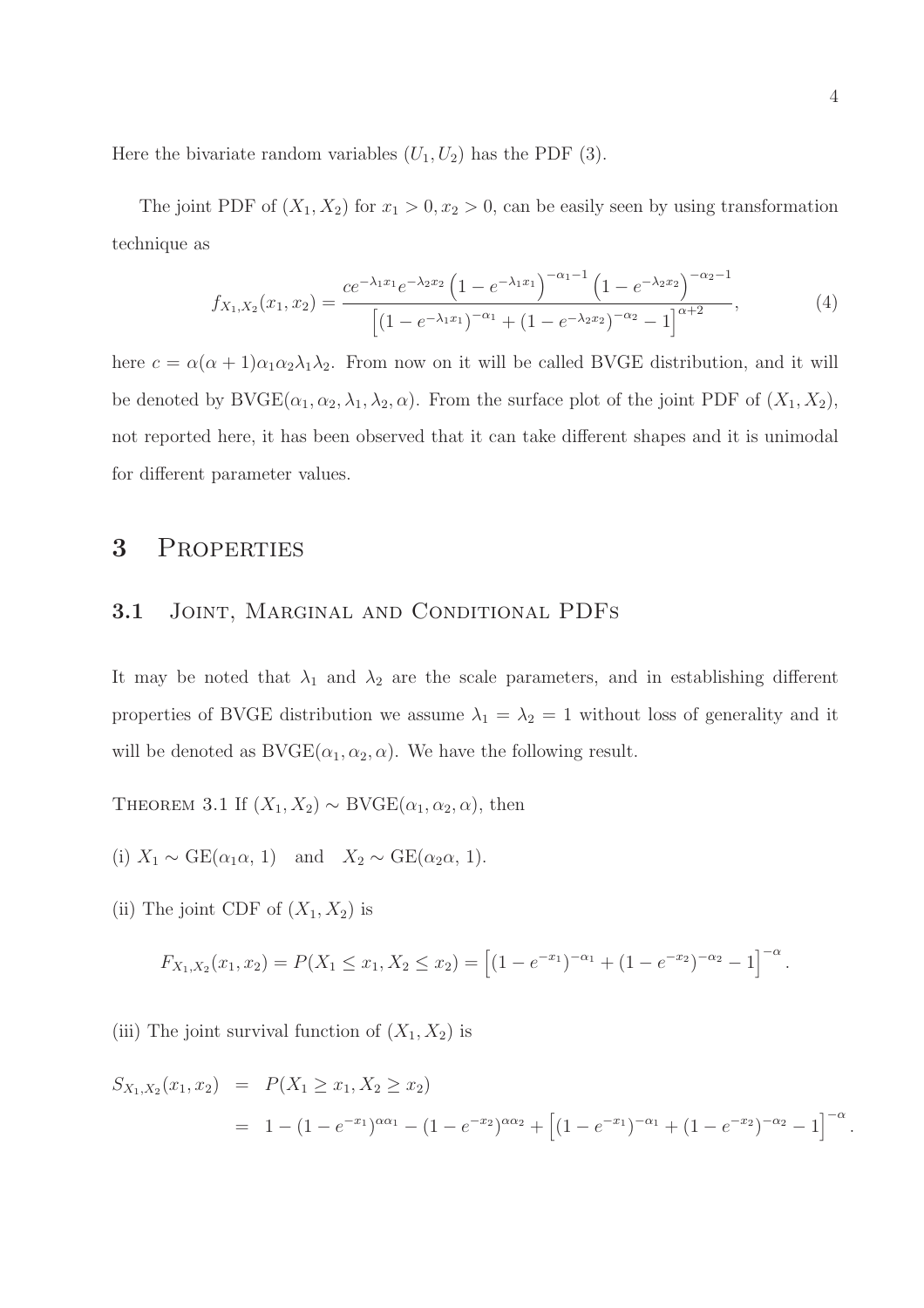Here the bivariate random variables $(U_1, U_2)$ has the PDF (3).

The joint PDF of $(X_1, X_2)$ for $x_1 > 0, x_2 > 0$, can be easily seen by using transformation technique as

$$f_{X_1,X_2}(x_1, x_2) = \frac{ce^{-\lambda_1 x_1}e^{-\lambda_2 x_2}\left(1 - e^{-\lambda_1 x_1}\right)^{-\alpha_1 - 1}\left(1 - e^{-\lambda_2 x_2}\right)^{-\alpha_2 - 1}}{\left[(1 - e^{-\lambda_1 x_1})^{-\alpha_1} + (1 - e^{-\lambda_2 x_2})^{-\alpha_2} - 1\right]^{\alpha + 2}}, \tag{4}$$

here $c = \alpha(\alpha+1)\alpha_1\alpha_2\lambda_1\lambda_2$. From now on it will be called BVGE distribution, and it will be denoted by $\text{BVGE}(\alpha_1, \alpha_2, \lambda_1, \lambda_2, \alpha)$. From the surface plot of the joint PDF of $(X_1, X_2)$, not reported here, it has been observed that it can take different shapes and it is unimodal for different parameter values.

# 3 Properties

## 3.1 Joint, Marginal and Conditional PDFs

It may be noted that $\lambda_1$ and $\lambda_2$ are the scale parameters, and in establishing different properties of BVGE distribution we assume $\lambda_1 = \lambda_2 = 1$ without loss of generality and it will be denoted as $\text{BVGE}(\alpha_1, \alpha_2, \alpha)$. We have the following result.

Theorem 3.1 If $(X_1, X_2) \sim \text{BVGE}(\alpha_1, \alpha_2, \alpha)$, then

(i) $X_1 \sim \text{GE}(\alpha_1\alpha, 1)$ and $X_2 \sim \text{GE}(\alpha_2\alpha, 1)$.

(ii) The joint CDF of $(X_1, X_2)$ is

$$F_{X_1,X_2}(x_1, x_2) = P(X_1 \leq x_1, X_2 \leq x_2) = \left[(1 - e^{-x_1})^{-\alpha_1} + (1 - e^{-x_2})^{-\alpha_2} - 1\right]^{-\alpha}.$$

(iii) The joint survival function of $(X_1, X_2)$ is

$$\begin{aligned} S_{X_1,X_2}(x_1, x_2) &= P(X_1 \geq x_1, X_2 \geq x_2) \\ &= 1 - (1 - e^{-x_1})^{\alpha\alpha_1} - (1 - e^{-x_2})^{\alpha\alpha_2} + \left[(1 - e^{-x_1})^{-\alpha_1} + (1 - e^{-x_2})^{-\alpha_2} - 1\right]^{-\alpha}. \end{aligned}$$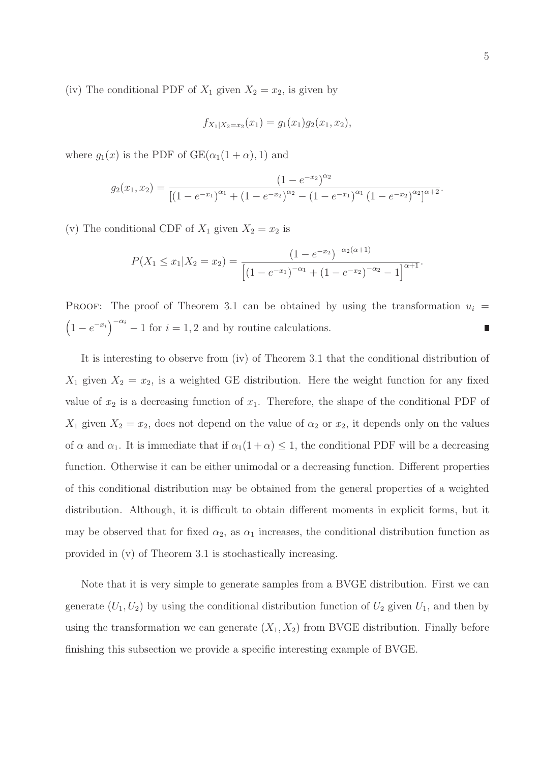(iv) The conditional PDF of $X_1$ given $X_2 = x_2$, is given by

$$f_{X_1|X_2=x_2}(x_1) = g_1(x_1)g_2(x_1, x_2),$$

where $g_1(x)$ is the PDF of $\text{GE}(\alpha_1(1+\alpha), 1)$ and

$$g_2(x_1, x_2) = \frac{\left(1 - e^{-x_2}\right)^{\alpha_2}}{\left[\left(1 - e^{-x_1}\right)^{\alpha_1} + \left(1 - e^{-x_2}\right)^{\alpha_2} - \left(1 - e^{-x_1}\right)^{\alpha_1}\left(1 - e^{-x_2}\right)^{\alpha_2}\right]^{\alpha+2}}.$$

(v) The conditional CDF of $X_1$ given $X_2 = x_2$ is

$$P(X_1 \le x_1 | X_2 = x_2) = \frac{\left(1 - e^{-x_2}\right)^{-\alpha_2(\alpha+1)}}{\left[\left(1 - e^{-x_1}\right)^{-\alpha_1} + \left(1 - e^{-x_2}\right)^{-\alpha_2} - 1\right]^{\alpha+1}}.$$

PROOF: The proof of Theorem 3.1 can be obtained by using the transformation $u_i = \left(1 - e^{-x_i}\right)^{-\alpha_i} - 1$ for $i = 1, 2$ and by routine calculations. ∎

It is interesting to observe from (iv) of Theorem 3.1 that the conditional distribution of $X_1$ given $X_2 = x_2$, is a weighted GE distribution. Here the weight function for any fixed value of $x_2$ is a decreasing function of $x_1$. Therefore, the shape of the conditional PDF of $X_1$ given $X_2 = x_2$, does not depend on the value of $\alpha_2$ or $x_2$, it depends only on the values of $\alpha$ and $\alpha_1$. It is immediate that if $\alpha_1(1+\alpha) \le 1$, the conditional PDF will be a decreasing function. Otherwise it can be either unimodal or a decreasing function. Different properties of this conditional distribution may be obtained from the general properties of a weighted distribution. Although, it is difficult to obtain different moments in explicit forms, but it may be observed that for fixed $\alpha_2$, as $\alpha_1$ increases, the conditional distribution function as provided in (v) of Theorem 3.1 is stochastically increasing.

Note that it is very simple to generate samples from a BVGE distribution. First we can generate $(U_1, U_2)$ by using the conditional distribution function of $U_2$ given $U_1$, and then by using the transformation we can generate $(X_1, X_2)$ from BVGE distribution. Finally before finishing this subsection we provide a specific interesting example of BVGE.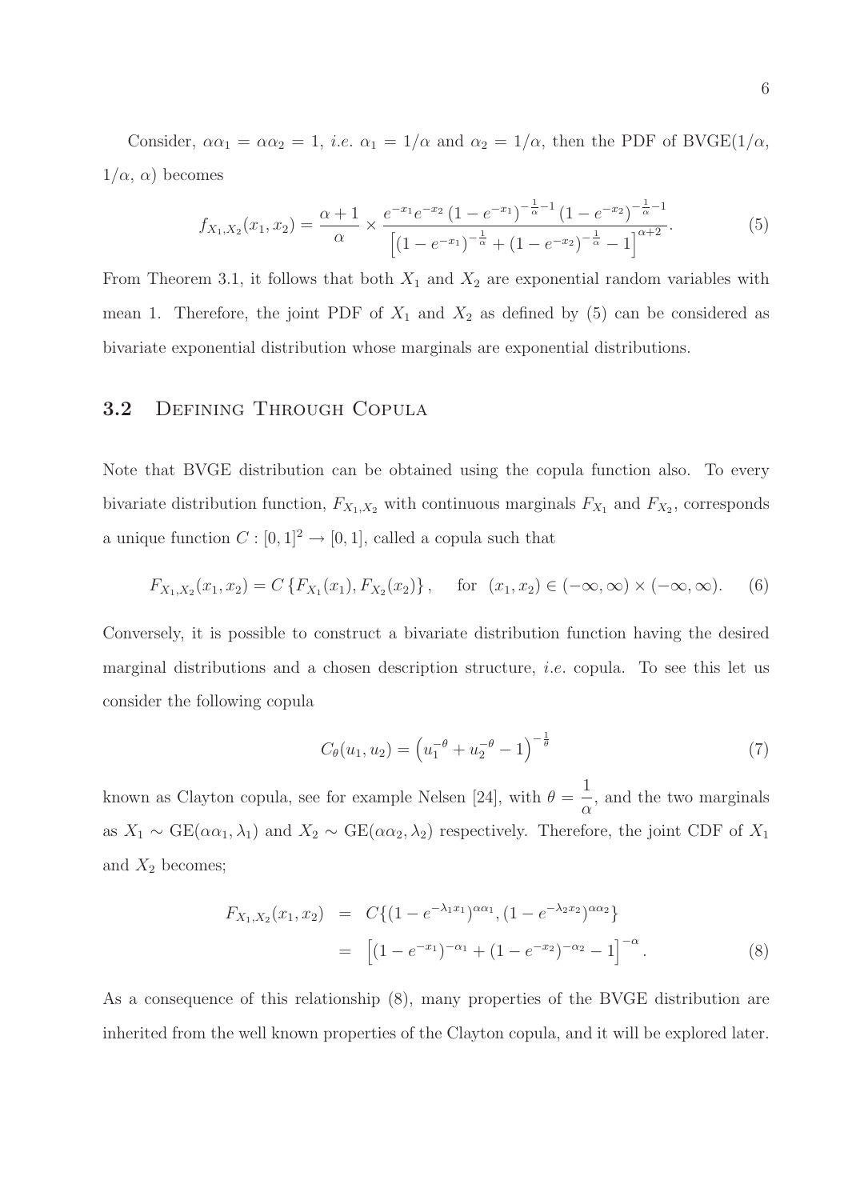Consider, $\alpha\alpha_1 = \alpha\alpha_2 = 1$, *i.e.* $\alpha_1 = 1/\alpha$ and $\alpha_2 = 1/\alpha$, then the PDF of BVGE($1/\alpha$, $1/\alpha$, $\alpha$) becomes

$$f_{X_1,X_2}(x_1, x_2) = \frac{\alpha+1}{\alpha} \times \frac{e^{-x_1}e^{-x_2}\left(1-e^{-x_1}\right)^{-\frac{1}{\alpha}-1}\left(1-e^{-x_2}\right)^{-\frac{1}{\alpha}-1}}{\left[\left(1-e^{-x_1}\right)^{-\frac{1}{\alpha}} + \left(1-e^{-x_2}\right)^{-\frac{1}{\alpha}} - 1\right]^{\alpha+2}}. \tag{5}$$

From Theorem 3.1, it follows that both $X_1$ and $X_2$ are exponential random variables with mean 1. Therefore, the joint PDF of $X_1$ and $X_2$ as defined by (5) can be considered as bivariate exponential distribution whose marginals are exponential distributions.

## 3.2 Defining Through Copula

Note that BVGE distribution can be obtained using the copula function also. To every bivariate distribution function, $F_{X_1,X_2}$ with continuous marginals $F_{X_1}$ and $F_{X_2}$, corresponds a unique function $C : [0,1]^2 \to [0,1]$, called a copula such that

$$F_{X_1,X_2}(x_1, x_2) = C\left\{F_{X_1}(x_1), F_{X_2}(x_2)\right\}, \quad \text{for} \ \ (x_1, x_2) \in (-\infty, \infty) \times (-\infty, \infty). \tag{6}$$

Conversely, it is possible to construct a bivariate distribution function having the desired marginal distributions and a chosen description structure, *i.e.* copula. To see this let us consider the following copula

$$C_\theta(u_1, u_2) = \left(u_1^{-\theta} + u_2^{-\theta} - 1\right)^{-\frac{1}{\theta}} \tag{7}$$

known as Clayton copula, see for example Nelsen [24], with $\theta = \dfrac{1}{\alpha}$, and the two marginals as $X_1 \sim \text{GE}(\alpha\alpha_1, \lambda_1)$ and $X_2 \sim \text{GE}(\alpha\alpha_2, \lambda_2)$ respectively. Therefore, the joint CDF of $X_1$ and $X_2$ becomes;

$$\begin{aligned} F_{X_1,X_2}(x_1, x_2) &= C\{(1-e^{-\lambda_1 x_1})^{\alpha\alpha_1}, (1-e^{-\lambda_2 x_2})^{\alpha\alpha_2}\} \\ &= \left[(1-e^{-x_1})^{-\alpha_1} + (1-e^{-x_2})^{-\alpha_2} - 1\right]^{-\alpha}. \end{aligned} \tag{8}$$

As a consequence of this relationship (8), many properties of the BVGE distribution are inherited from the well known properties of the Clayton copula, and it will be explored later.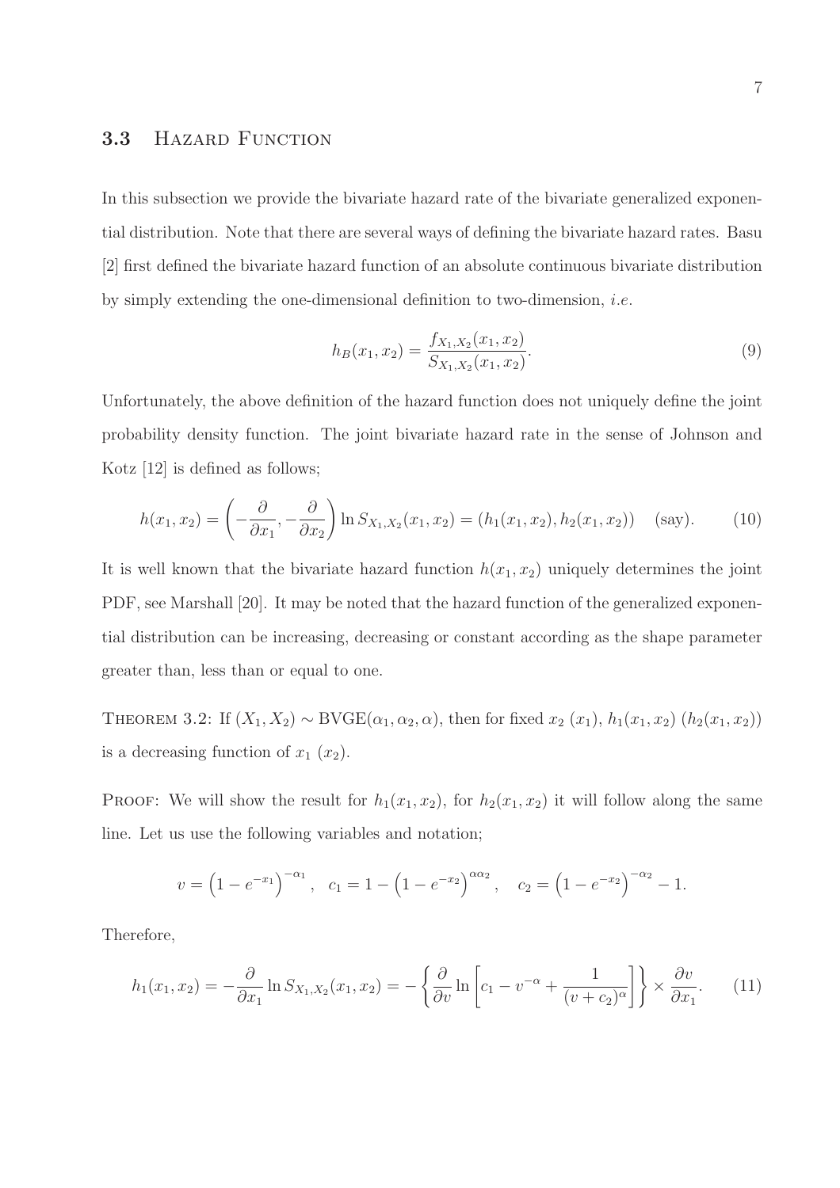### 3.3 Hazard Function

In this subsection we provide the bivariate hazard rate of the bivariate generalized exponential distribution. Note that there are several ways of defining the bivariate hazard rates. Basu [2] first defined the bivariate hazard function of an absolute continuous bivariate distribution by simply extending the one-dimensional definition to two-dimension, *i.e.*

$$h_B(x_1, x_2) = \frac{f_{X_1,X_2}(x_1, x_2)}{S_{X_1,X_2}(x_1, x_2)}. \tag{9}$$

Unfortunately, the above definition of the hazard function does not uniquely define the joint probability density function. The joint bivariate hazard rate in the sense of Johnson and Kotz [12] is defined as follows;

$$h(x_1, x_2) = \left( -\frac{\partial}{\partial x_1}, -\frac{\partial}{\partial x_2} \right) \ln S_{X_1,X_2}(x_1, x_2) = (h_1(x_1, x_2), h_2(x_1, x_2)) \quad \text{(say)}. \tag{10}$$

It is well known that the bivariate hazard function $h(x_1, x_2)$ uniquely determines the joint PDF, see Marshall [20]. It may be noted that the hazard function of the generalized exponential distribution can be increasing, decreasing or constant according as the shape parameter greater than, less than or equal to one.

Theorem 3.2: If $(X_1, X_2) \sim \text{BVGE}(\alpha_1, \alpha_2, \alpha)$, then for fixed $x_2$ $(x_1)$, $h_1(x_1, x_2)$ $(h_2(x_1, x_2))$ is a decreasing function of $x_1$ $(x_2)$.

Proof: We will show the result for $h_1(x_1, x_2)$, for $h_2(x_1, x_2)$ it will follow along the same line. Let us use the following variables and notation;

$$v = \left(1 - e^{-x_1}\right)^{-\alpha_1}, \quad c_1 = 1 - \left(1 - e^{-x_2}\right)^{\alpha\alpha_2}, \quad c_2 = \left(1 - e^{-x_2}\right)^{-\alpha_2} - 1.$$

Therefore,

$$h_1(x_1, x_2) = -\frac{\partial}{\partial x_1} \ln S_{X_1,X_2}(x_1, x_2) = -\left\{ \frac{\partial}{\partial v} \ln \left[ c_1 - v^{-\alpha} + \frac{1}{(v + c_2)^{\alpha}} \right] \right\} \times \frac{\partial v}{\partial x_1}. \tag{11}$$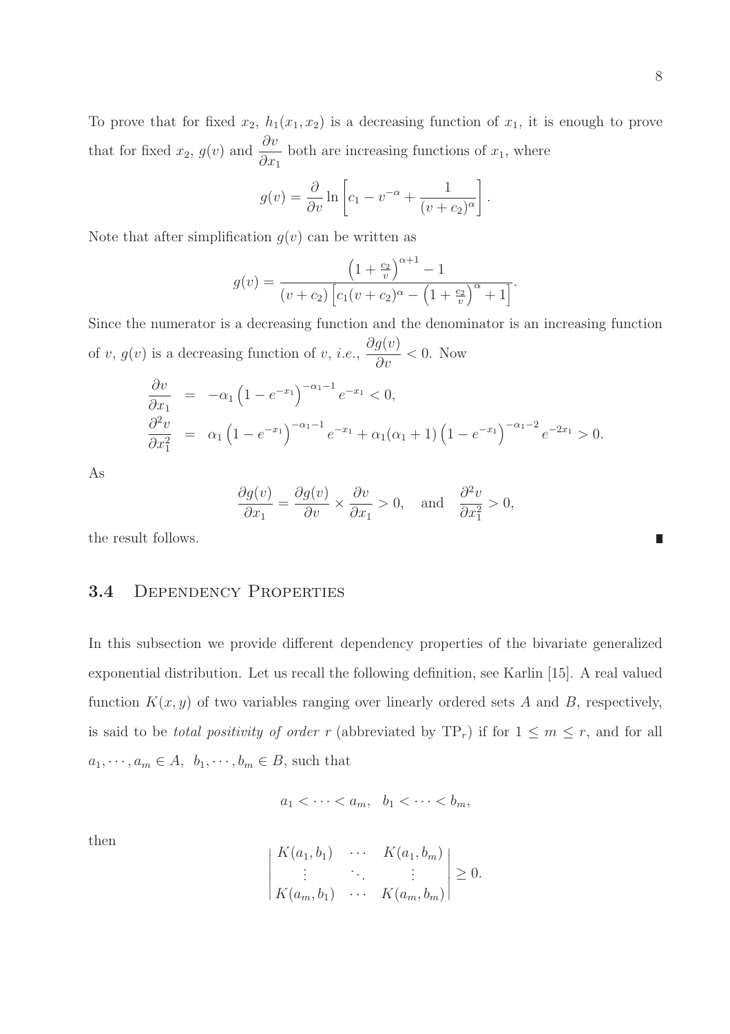To prove that for fixed $x_2$, $h_1(x_1, x_2)$ is a decreasing function of $x_1$, it is enough to prove that for fixed $x_2$, $g(v)$ and $\dfrac{\partial v}{\partial x_1}$ both are increasing functions of $x_1$, where

$$g(v) = \frac{\partial}{\partial v} \ln \left[ c_1 - v^{-\alpha} + \frac{1}{(v + c_2)^{\alpha}} \right].$$

Note that after simplification $g(v)$ can be written as

$$g(v) = \frac{\left(1 + \frac{c_2}{v}\right)^{\alpha+1} - 1}{(v + c_2)\left[c_1 (v + c_2)^{\alpha} - \left(1 + \frac{c_2}{v}\right)^{\alpha} + 1\right]}.$$

Since the numerator is a decreasing function and the denominator is an increasing function of $v$, $g(v)$ is a decreasing function of $v$, *i.e.*, $\dfrac{\partial g(v)}{\partial v} < 0$. Now

$$\begin{aligned}
\frac{\partial v}{\partial x_1} &= -\alpha_1 \left(1 - e^{-x_1}\right)^{-\alpha_1 - 1} e^{-x_1} < 0, \\
\frac{\partial^2 v}{\partial x_1^2} &= \alpha_1 \left(1 - e^{-x_1}\right)^{-\alpha_1 - 1} e^{-x_1} + \alpha_1(\alpha_1 + 1)\left(1 - e^{-x_1}\right)^{-\alpha_1 - 2} e^{-2x_1} > 0.
\end{aligned}$$

As

$$\frac{\partial g(v)}{\partial x_1} = \frac{\partial g(v)}{\partial v} \times \frac{\partial v}{\partial x_1} > 0, \quad \text{and} \quad \frac{\partial^2 v}{\partial x_1^2} > 0,$$

the result follows. ∎

## 3.4 Dependency Properties

In this subsection we provide different dependency properties of the bivariate generalized exponential distribution. Let us recall the following definition, see Karlin [15]. A real valued function $K(x, y)$ of two variables ranging over linearly ordered sets $A$ and $B$, respectively, is said to be *total positivity of order r* (abbreviated by $\text{TP}_r$) if for $1 \leq m \leq r$, and for all $a_1, \cdots, a_m \in A$, $b_1, \cdots, b_m \in B$, such that

$$a_1 < \cdots < a_m, \quad b_1 < \cdots < b_m,$$

then

$$\begin{vmatrix}
K(a_1, b_1) & \cdots & K(a_1, b_m) \\
\vdots & \ddots & \vdots \\
K(a_m, b_1) & \cdots & K(a_m, b_m)
\end{vmatrix} \geq 0.$$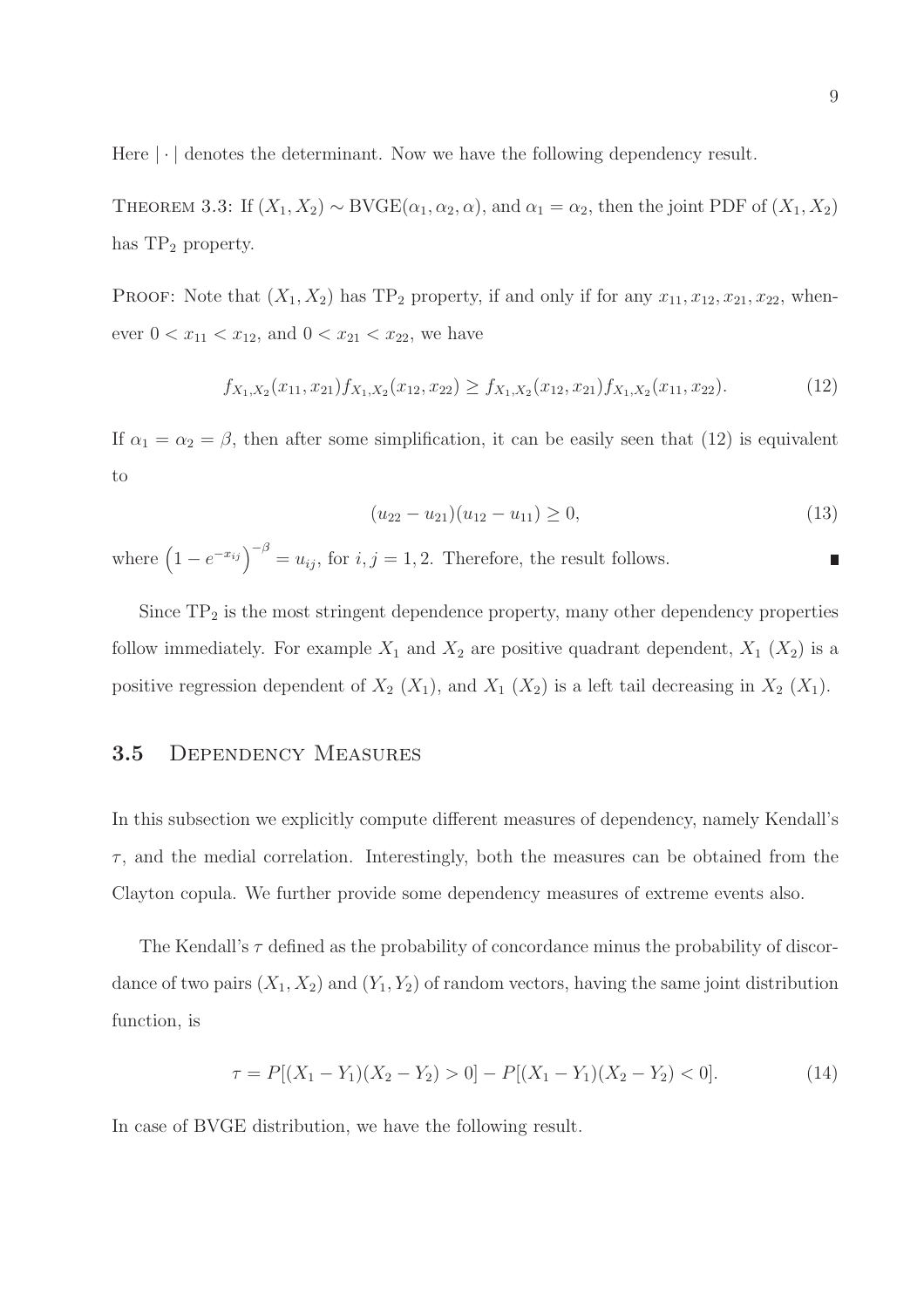Here $|\cdot|$ denotes the determinant. Now we have the following dependency result.

THEOREM 3.3: If $(X_1, X_2) \sim \text{BVGE}(\alpha_1, \alpha_2, \alpha)$, and $\alpha_1 = \alpha_2$, then the joint PDF of $(X_1, X_2)$ has $\text{TP}_2$ property.

PROOF: Note that $(X_1, X_2)$ has $\text{TP}_2$ property, if and only if for any $x_{11}, x_{12}, x_{21}, x_{22}$, whenever $0 < x_{11} < x_{12}$, and $0 < x_{21} < x_{22}$, we have

$$f_{X_1,X_2}(x_{11}, x_{21}) f_{X_1,X_2}(x_{12}, x_{22}) \geq f_{X_1,X_2}(x_{12}, x_{21}) f_{X_1,X_2}(x_{11}, x_{22}). \tag{12}$$

If $\alpha_1 = \alpha_2 = \beta$, then after some simplification, it can be easily seen that (12) is equivalent to

$$(u_{22} - u_{21})(u_{12} - u_{11}) \geq 0, \tag{13}$$

where $\left(1 - e^{-x_{ij}}\right)^{-\beta} = u_{ij}$, for $i, j = 1, 2$. Therefore, the result follows. ∎

Since $\text{TP}_2$ is the most stringent dependence property, many other dependency properties follow immediately. For example $X_1$ and $X_2$ are positive quadrant dependent, $X_1$ ($X_2$) is a positive regression dependent of $X_2$ ($X_1$), and $X_1$ ($X_2$) is a left tail decreasing in $X_2$ ($X_1$).

### 3.5 Dependency Measures

In this subsection we explicitly compute different measures of dependency, namely Kendall's $\tau$, and the medial correlation. Interestingly, both the measures can be obtained from the Clayton copula. We further provide some dependency measures of extreme events also.

The Kendall's $\tau$ defined as the probability of concordance minus the probability of discordance of two pairs $(X_1, X_2)$ and $(Y_1, Y_2)$ of random vectors, having the same joint distribution function, is

$$\tau = P[(X_1 - Y_1)(X_2 - Y_2) > 0] - P[(X_1 - Y_1)(X_2 - Y_2) < 0]. \tag{14}$$

In case of BVGE distribution, we have the following result.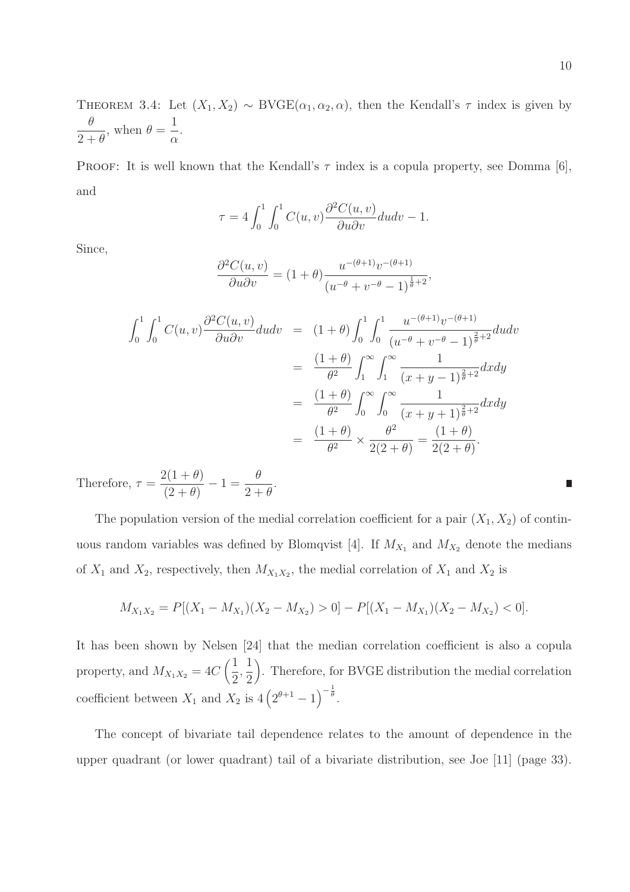THEOREM 3.4: Let $(X_1, X_2) \sim \text{BVGE}(\alpha_1, \alpha_2, \alpha)$, then the Kendall's $\tau$ index is given by $\dfrac{\theta}{2+\theta}$, when $\theta = \dfrac{1}{\alpha}$.

PROOF: It is well known that the Kendall's $\tau$ index is a copula property, see Domma [6], and

$$\tau = 4 \int_0^1 \int_0^1 C(u,v) \frac{\partial^2 C(u,v)}{\partial u \partial v} du dv - 1.$$

Since,

$$\frac{\partial^2 C(u,v)}{\partial u \partial v} = (1+\theta) \frac{u^{-(\theta+1)} v^{-(\theta+1)}}{(u^{-\theta} + v^{-\theta} - 1)^{\frac{1}{\theta}+2}},$$

$$\begin{aligned}
\int_0^1 \int_0^1 C(u,v) \frac{\partial^2 C(u,v)}{\partial u \partial v} du dv &= (1+\theta) \int_0^1 \int_0^1 \frac{u^{-(\theta+1)} v^{-(\theta+1)}}{(u^{-\theta} + v^{-\theta} - 1)^{\frac{2}{\theta}+2}} du dv \\
&= \frac{(1+\theta)}{\theta^2} \int_1^\infty \int_1^\infty \frac{1}{(x+y-1)^{\frac{2}{\theta}+2}} dx dy \\
&= \frac{(1+\theta)}{\theta^2} \int_0^\infty \int_0^\infty \frac{1}{(x+y+1)^{\frac{2}{\theta}+2}} dx dy \\
&= \frac{(1+\theta)}{\theta^2} \times \frac{\theta^2}{2(2+\theta)} = \frac{(1+\theta)}{2(2+\theta)}.
\end{aligned}$$

Therefore, $\tau = \dfrac{2(1+\theta)}{(2+\theta)} - 1 = \dfrac{\theta}{2+\theta}$. ∎

The population version of the medial correlation coefficient for a pair $(X_1, X_2)$ of continuous random variables was defined by Blomqvist [4]. If $M_{X_1}$ and $M_{X_2}$ denote the medians of $X_1$ and $X_2$, respectively, then $M_{X_1 X_2}$, the medial correlation of $X_1$ and $X_2$ is

$$M_{X_1 X_2} = P[(X_1 - M_{X_1})(X_2 - M_{X_2}) > 0] - P[(X_1 - M_{X_1})(X_2 - M_{X_2}) < 0].$$

It has been shown by Nelsen [24] that the median correlation coefficient is also a copula property, and $M_{X_1 X_2} = 4C\left(\frac{1}{2}, \frac{1}{2}\right)$. Therefore, for BVGE distribution the medial correlation coefficient between $X_1$ and $X_2$ is $4\left(2^{\theta+1} - 1\right)^{-\frac{1}{\theta}}$.

The concept of bivariate tail dependence relates to the amount of dependence in the upper quadrant (or lower quadrant) tail of a bivariate distribution, see Joe [11] (page 33).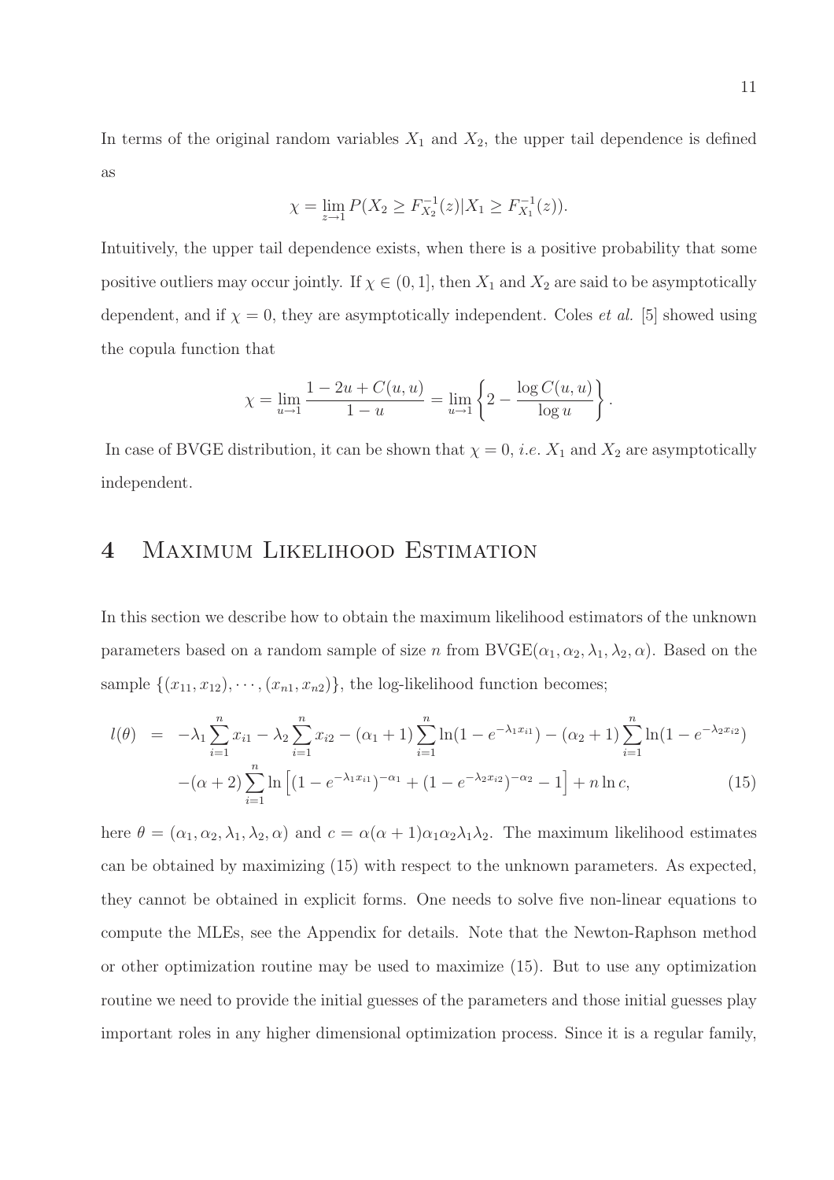In terms of the original random variables $X_1$ and $X_2$, the upper tail dependence is defined as

$$\chi = \lim_{z \to 1} P(X_2 \geq F_{X_2}^{-1}(z) | X_1 \geq F_{X_1}^{-1}(z)).$$

Intuitively, the upper tail dependence exists, when there is a positive probability that some positive outliers may occur jointly. If $\chi \in (0, 1]$, then $X_1$ and $X_2$ are said to be asymptotically dependent, and if $\chi = 0$, they are asymptotically independent. Coles *et al.* [5] showed using the copula function that

$$\chi = \lim_{u \to 1} \frac{1 - 2u + C(u, u)}{1 - u} = \lim_{u \to 1} \left\{ 2 - \frac{\log C(u, u)}{\log u} \right\}.$$

In case of BVGE distribution, it can be shown that $\chi = 0$, *i.e.* $X_1$ and $X_2$ are asymptotically independent.

# 4 Maximum Likelihood Estimation

In this section we describe how to obtain the maximum likelihood estimators of the unknown parameters based on a random sample of size $n$ from BVGE$(\alpha_1, \alpha_2, \lambda_1, \lambda_2, \alpha)$. Based on the sample $\{(x_{11}, x_{12}), \cdots, (x_{n1}, x_{n2})\}$, the log-likelihood function becomes;

$$\begin{aligned} l(\theta) &= -\lambda_1 \sum_{i=1}^{n} x_{i1} - \lambda_2 \sum_{i=1}^{n} x_{i2} - (\alpha_1 + 1) \sum_{i=1}^{n} \ln(1 - e^{-\lambda_1 x_{i1}}) - (\alpha_2 + 1) \sum_{i=1}^{n} \ln(1 - e^{-\lambda_2 x_{i2}}) \\ &\quad -(\alpha + 2) \sum_{i=1}^{n} \ln\left[(1 - e^{-\lambda_1 x_{i1}})^{-\alpha_1} + (1 - e^{-\lambda_2 x_{i2}})^{-\alpha_2} - 1\right] + n \ln c, \end{aligned} \tag{15}$$

here $\theta = (\alpha_1, \alpha_2, \lambda_1, \lambda_2, \alpha)$ and $c = \alpha(\alpha + 1)\alpha_1\alpha_2\lambda_1\lambda_2$. The maximum likelihood estimates can be obtained by maximizing (15) with respect to the unknown parameters. As expected, they cannot be obtained in explicit forms. One needs to solve five non-linear equations to compute the MLEs, see the Appendix for details. Note that the Newton-Raphson method or other optimization routine may be used to maximize (15). But to use any optimization routine we need to provide the initial guesses of the parameters and those initial guesses play important roles in any higher dimensional optimization process. Since it is a regular family,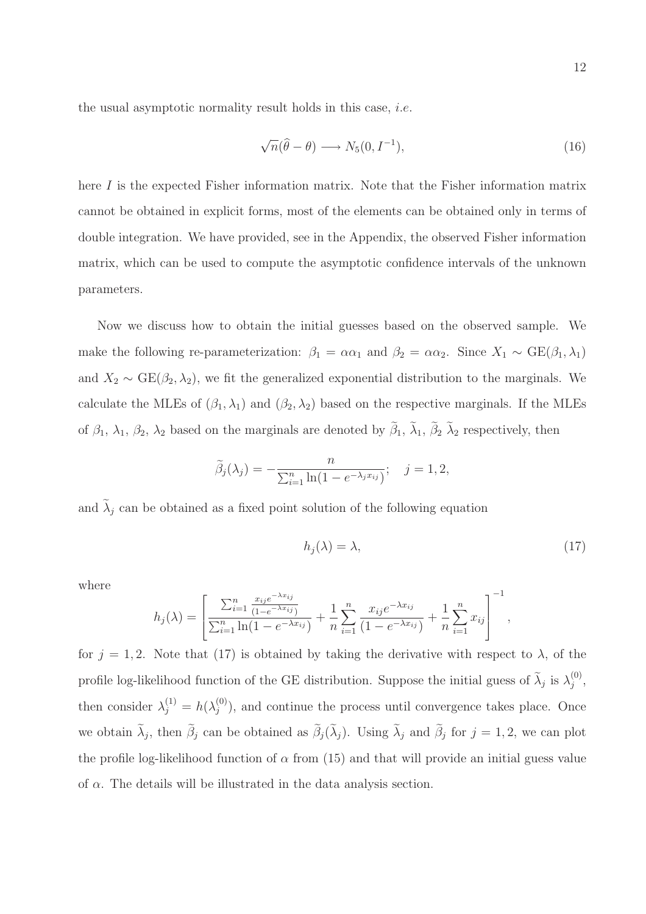the usual asymptotic normality result holds in this case, *i.e.*

$$\sqrt{n}(\widehat{\theta} - \theta) \longrightarrow N_5(0, I^{-1}), \tag{16}$$

here $I$ is the expected Fisher information matrix. Note that the Fisher information matrix cannot be obtained in explicit forms, most of the elements can be obtained only in terms of double integration. We have provided, see in the Appendix, the observed Fisher information matrix, which can be used to compute the asymptotic confidence intervals of the unknown parameters.

Now we discuss how to obtain the initial guesses based on the observed sample. We make the following re-parameterization: $\beta_1 = \alpha\alpha_1$ and $\beta_2 = \alpha\alpha_2$. Since $X_1 \sim \text{GE}(\beta_1, \lambda_1)$ and $X_2 \sim \text{GE}(\beta_2, \lambda_2)$, we fit the generalized exponential distribution to the marginals. We calculate the MLEs of $(\beta_1, \lambda_1)$ and $(\beta_2, \lambda_2)$ based on the respective marginals. If the MLEs of $\beta_1$, $\lambda_1$, $\beta_2$, $\lambda_2$ based on the marginals are denoted by $\widetilde{\beta}_1$, $\widetilde{\lambda}_1$, $\widetilde{\beta}_2$ $\widetilde{\lambda}_2$ respectively, then

$$\widetilde{\beta}_j(\lambda_j) = -\frac{n}{\sum_{i=1}^{n} \ln(1 - e^{-\lambda_j x_{ij}})}; \quad j = 1, 2,$$

and $\widetilde{\lambda}_j$ can be obtained as a fixed point solution of the following equation

$$h_j(\lambda) = \lambda, \tag{17}$$

where

$$h_j(\lambda) = \left[ \frac{\sum_{i=1}^{n} \frac{x_{ij} e^{-\lambda x_{ij}}}{(1 - e^{-\lambda x_{ij}})}}{\sum_{i=1}^{n} \ln(1 - e^{-\lambda x_{ij}})} + \frac{1}{n} \sum_{i=1}^{n} \frac{x_{ij} e^{-\lambda x_{ij}}}{(1 - e^{-\lambda x_{ij}})} + \frac{1}{n} \sum_{i=1}^{n} x_{ij} \right]^{-1},$$

for $j = 1, 2$. Note that (17) is obtained by taking the derivative with respect to $\lambda$, of the profile log-likelihood function of the GE distribution. Suppose the initial guess of $\widetilde{\lambda}_j$ is $\lambda_j^{(0)}$, then consider $\lambda_j^{(1)} = h(\lambda_j^{(0)})$, and continue the process until convergence takes place. Once we obtain $\widetilde{\lambda}_j$, then $\widetilde{\beta}_j$ can be obtained as $\widetilde{\beta}_j(\widetilde{\lambda}_j)$. Using $\widetilde{\lambda}_j$ and $\widetilde{\beta}_j$ for $j = 1, 2$, we can plot the profile log-likelihood function of $\alpha$ from (15) and that will provide an initial guess value of $\alpha$. The details will be illustrated in the data analysis section.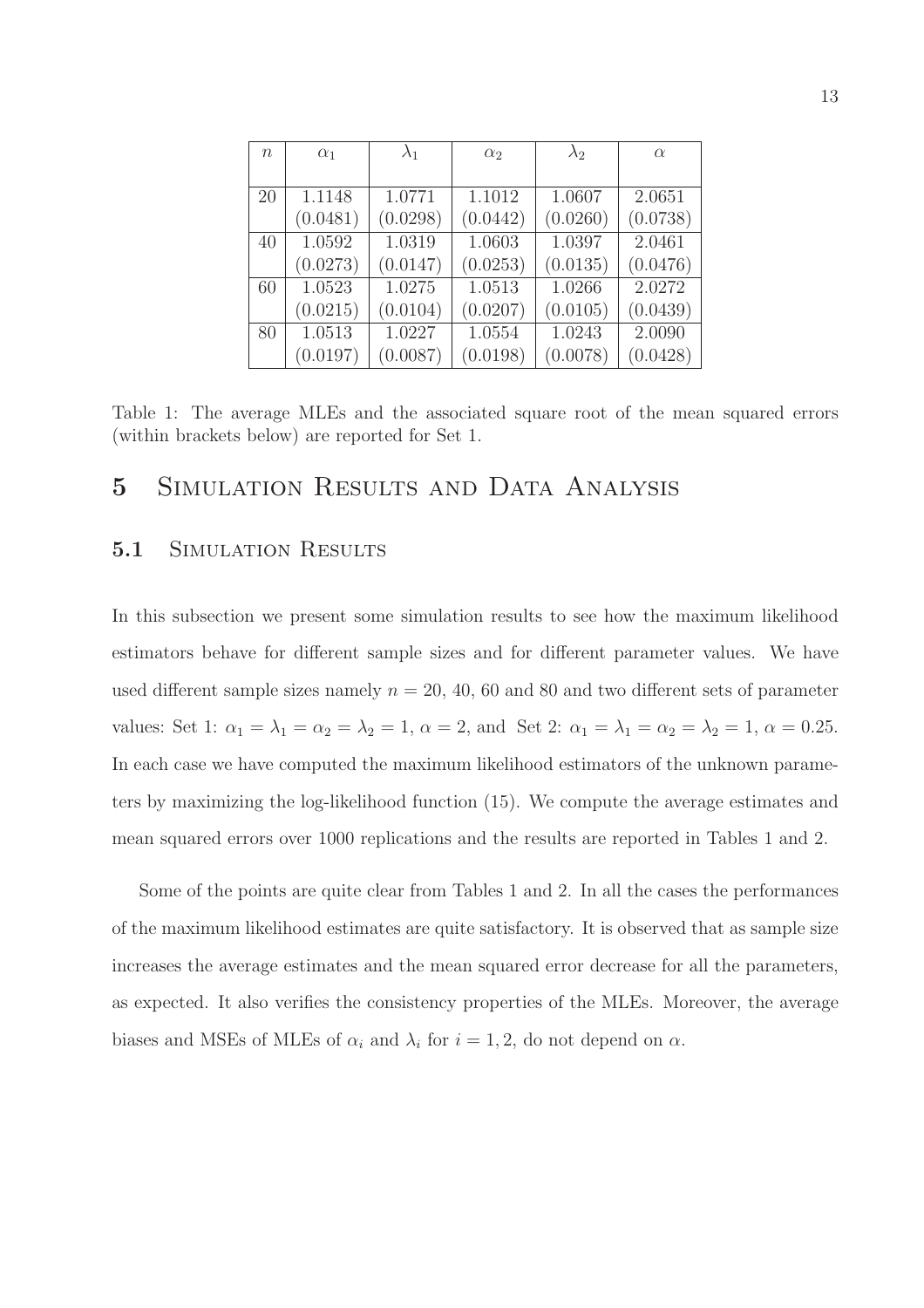| $n$ | $\alpha_1$ | $\lambda_1$ | $\alpha_2$ | $\lambda_2$ | $\alpha$ |
|---|---|---|---|---|---|
| 20 | 1.1148 | 1.0771 | 1.1012 | 1.0607 | 2.0651 |
| | (0.0481) | (0.0298) | (0.0442) | (0.0260) | (0.0738) |
| 40 | 1.0592 | 1.0319 | 1.0603 | 1.0397 | 2.0461 |
| | (0.0273) | (0.0147) | (0.0253) | (0.0135) | (0.0476) |
| 60 | 1.0523 | 1.0275 | 1.0513 | 1.0266 | 2.0272 |
| | (0.0215) | (0.0104) | (0.0207) | (0.0105) | (0.0439) |
| 80 | 1.0513 | 1.0227 | 1.0554 | 1.0243 | 2.0090 |
| | (0.0197) | (0.0087) | (0.0198) | (0.0078) | (0.0428) |

Table 1: The average MLEs and the associated square root of the mean squared errors (within brackets below) are reported for Set 1.

# 5 Simulation Results and Data Analysis

## 5.1 Simulation Results

In this subsection we present some simulation results to see how the maximum likelihood estimators behave for different sample sizes and for different parameter values. We have used different sample sizes namely $n$ = 20, 40, 60 and 80 and two different sets of parameter values: Set 1: $\alpha_1 = \lambda_1 = \alpha_2 = \lambda_2 = 1$, $\alpha = 2$, and Set 2: $\alpha_1 = \lambda_1 = \alpha_2 = \lambda_2 = 1$, $\alpha = 0.25$. In each case we have computed the maximum likelihood estimators of the unknown parameters by maximizing the log-likelihood function (15). We compute the average estimates and mean squared errors over 1000 replications and the results are reported in Tables 1 and 2.

Some of the points are quite clear from Tables 1 and 2. In all the cases the performances of the maximum likelihood estimates are quite satisfactory. It is observed that as sample size increases the average estimates and the mean squared error decrease for all the parameters, as expected. It also verifies the consistency properties of the MLEs. Moreover, the average biases and MSEs of MLEs of $\alpha_i$ and $\lambda_i$ for $i = 1, 2$, do not depend on $\alpha$.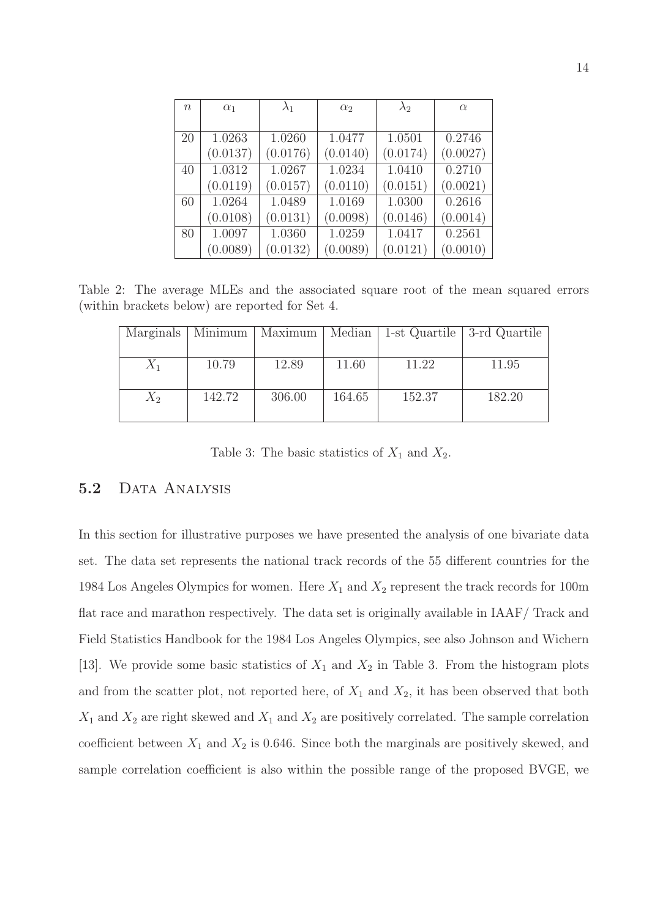| $n$ | $\alpha_1$ | $\lambda_1$ | $\alpha_2$ | $\lambda_2$ | $\alpha$ |
|---|---|---|---|---|---|
| 20 | 1.0263 | 1.0260 | 1.0477 | 1.0501 | 0.2746 |
| | (0.0137) | (0.0176) | (0.0140) | (0.0174) | (0.0027) |
| 40 | 1.0312 | 1.0267 | 1.0234 | 1.0410 | 0.2710 |
| | (0.0119) | (0.0157) | (0.0110) | (0.0151) | (0.0021) |
| 60 | 1.0264 | 1.0489 | 1.0169 | 1.0300 | 0.2616 |
| | (0.0108) | (0.0131) | (0.0098) | (0.0146) | (0.0014) |
| 80 | 1.0097 | 1.0360 | 1.0259 | 1.0417 | 0.2561 |
| | (0.0089) | (0.0132) | (0.0089) | (0.0121) | (0.0010) |

Table 2: The average MLEs and the associated square root of the mean squared errors (within brackets below) are reported for Set 4.

| Marginals | Minimum | Maximum | Median | 1-st Quartile | 3-rd Quartile |
|---|---|---|---|---|---|
| $X_1$ | 10.79 | 12.89 | 11.60 | 11.22 | 11.95 |
| $X_2$ | 142.72 | 306.00 | 164.65 | 152.37 | 182.20 |

Table 3: The basic statistics of $X_1$ and $X_2$.

## 5.2 Data Analysis

In this section for illustrative purposes we have presented the analysis of one bivariate data set. The data set represents the national track records of the 55 different countries for the 1984 Los Angeles Olympics for women. Here $X_1$ and $X_2$ represent the track records for 100m flat race and marathon respectively. The data set is originally available in IAAF/ Track and Field Statistics Handbook for the 1984 Los Angeles Olympics, see also Johnson and Wichern [13]. We provide some basic statistics of $X_1$ and $X_2$ in Table 3. From the histogram plots and from the scatter plot, not reported here, of $X_1$ and $X_2$, it has been observed that both $X_1$ and $X_2$ are right skewed and $X_1$ and $X_2$ are positively correlated. The sample correlation coefficient between $X_1$ and $X_2$ is 0.646. Since both the marginals are positively skewed, and sample correlation coefficient is also within the possible range of the proposed BVGE, we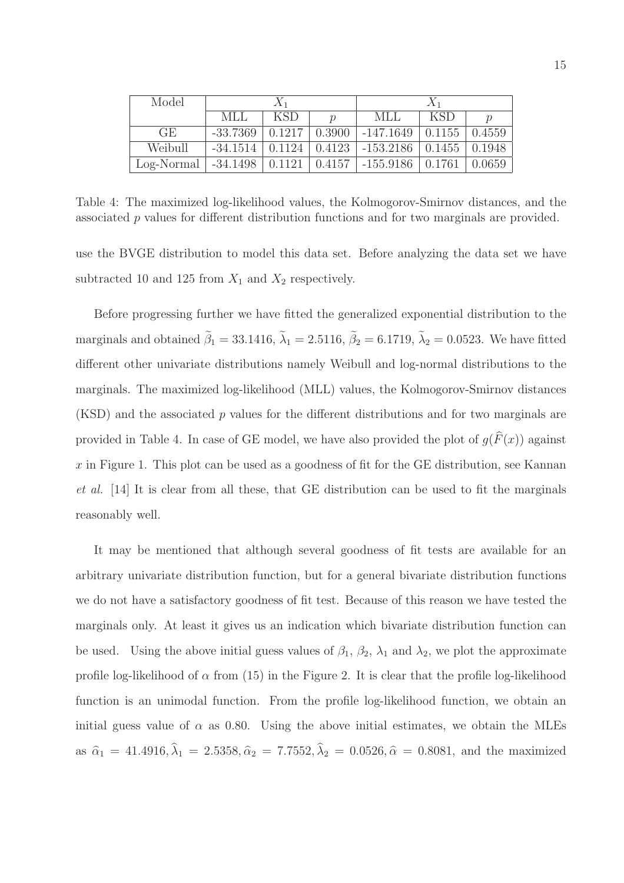| Model | $X_1$ | | | $X_1$ | | |
|---|---|---|---|---|---|---|
| | MLL | KSD | $p$ | MLL | KSD | $p$ |
| GE | -33.7369 | 0.1217 | 0.3900 | -147.1649 | 0.1155 | 0.4559 |
| Weibull | -34.1514 | 0.1124 | 0.4123 | -153.2186 | 0.1455 | 0.1948 |
| Log-Normal | -34.1498 | 0.1121 | 0.4157 | -155.9186 | 0.1761 | 0.0659 |

Table 4: The maximized log-likelihood values, the Kolmogorov-Smirnov distances, and the associated $p$ values for different distribution functions and for two marginals are provided.

use the BVGE distribution to model this data set. Before analyzing the data set we have subtracted 10 and 125 from $X_1$ and $X_2$ respectively.

Before progressing further we have fitted the generalized exponential distribution to the marginals and obtained $\widetilde{\beta}_1 = 33.1416$, $\widetilde{\lambda}_1 = 2.5116$, $\widetilde{\beta}_2 = 6.1719$, $\widetilde{\lambda}_2 = 0.0523$. We have fitted different other univariate distributions namely Weibull and log-normal distributions to the marginals. The maximized log-likelihood (MLL) values, the Kolmogorov-Smirnov distances (KSD) and the associated $p$ values for the different distributions and for two marginals are provided in Table 4. In case of GE model, we have also provided the plot of $g(\widehat{F}(x))$ against $x$ in Figure 1. This plot can be used as a goodness of fit for the GE distribution, see Kannan *et al.* [14] It is clear from all these, that GE distribution can be used to fit the marginals reasonably well.

It may be mentioned that although several goodness of fit tests are available for an arbitrary univariate distribution function, but for a general bivariate distribution functions we do not have a satisfactory goodness of fit test. Because of this reason we have tested the marginals only. At least it gives us an indication which bivariate distribution function can be used. Using the above initial guess values of $\beta_1$, $\beta_2$, $\lambda_1$ and $\lambda_2$, we plot the approximate profile log-likelihood of $\alpha$ from (15) in the Figure 2. It is clear that the profile log-likelihood function is an unimodal function. From the profile log-likelihood function, we obtain an initial guess value of $\alpha$ as 0.80. Using the above initial estimates, we obtain the MLEs as $\widehat{\alpha}_1 = 41.4916, \widehat{\lambda}_1 = 2.5358, \widehat{\alpha}_2 = 7.7552, \widehat{\lambda}_2 = 0.0526, \widehat{\alpha} = 0.8081$, and the maximized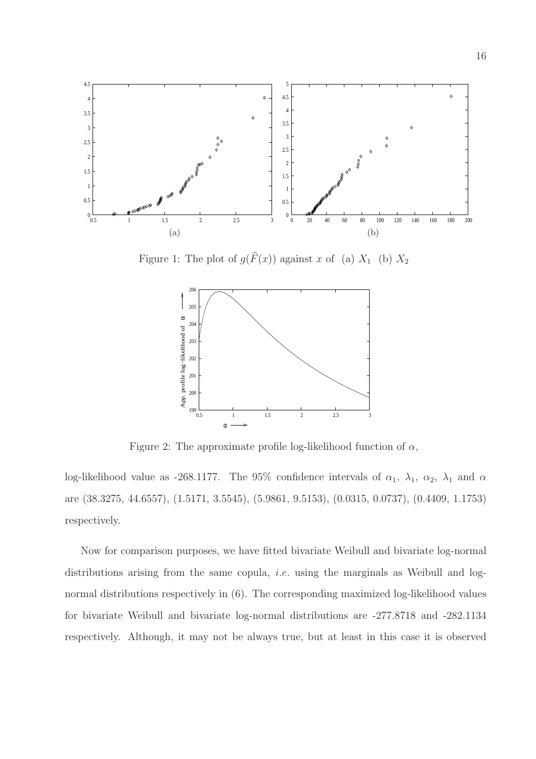Figure 1: The plot of $g(\widehat{F}(x))$ against $x$ of (a) $X_1$ (b) $X_2$

Figure 2: The approximate profile log-likelihood function of $\alpha$,

log-likelihood value as -268.1177. The 95% confidence intervals of $\alpha_1$, $\lambda_1$, $\alpha_2$, $\lambda_1$ and $\alpha$ are (38.3275, 44.6557), (1.5171, 3.5545), (5.9861, 9.5153), (0.0315, 0.0737), (0.4409, 1.1753) respectively.

Now for comparison purposes, we have fitted bivariate Weibull and bivariate log-normal distributions arising from the same copula, *i.e.* using the marginals as Weibull and log-normal distributions respectively in (6). The corresponding maximized log-likelihood values for bivariate Weibull and bivariate log-normal distributions are -277.8718 and -282.1134 respectively. Although, it may not be always true, but at least in this case it is observed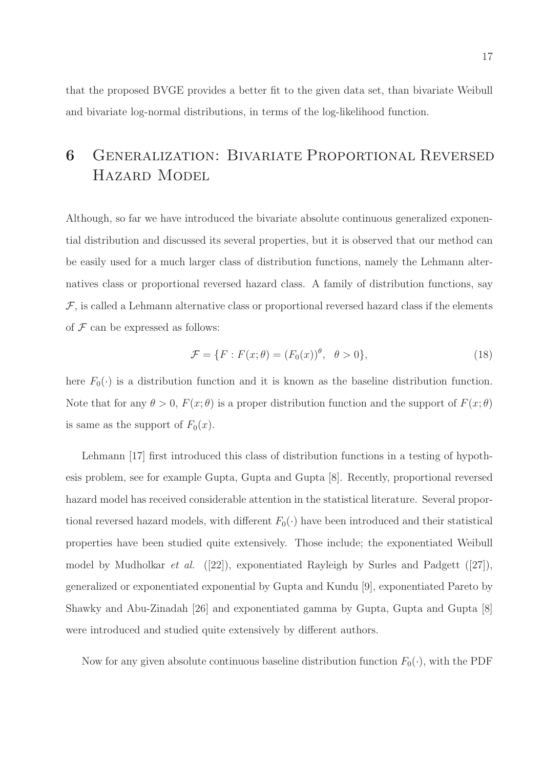that the proposed BVGE provides a better fit to the given data set, than bivariate Weibull and bivariate log-normal distributions, in terms of the log-likelihood function.

# 6 Generalization: Bivariate Proportional Reversed Hazard Model

Although, so far we have introduced the bivariate absolute continuous generalized exponential distribution and discussed its several properties, but it is observed that our method can be easily used for a much larger class of distribution functions, namely the Lehmann alternatives class or proportional reversed hazard class. A family of distribution functions, say $\mathcal{F}$, is called a Lehmann alternative class or proportional reversed hazard class if the elements of $\mathcal{F}$ can be expressed as follows:

$$\mathcal{F} = \{F : F(x;\theta) = (F_0(x))^{\theta}, \quad \theta > 0\}, \tag{18}$$

here $F_0(\cdot)$ is a distribution function and it is known as the baseline distribution function. Note that for any $\theta > 0$, $F(x;\theta)$ is a proper distribution function and the support of $F(x;\theta)$ is same as the support of $F_0(x)$.

Lehmann [17] first introduced this class of distribution functions in a testing of hypothesis problem, see for example Gupta, Gupta and Gupta [8]. Recently, proportional reversed hazard model has received considerable attention in the statistical literature. Several proportional reversed hazard models, with different $F_0(\cdot)$ have been introduced and their statistical properties have been studied quite extensively. Those include; the exponentiated Weibull model by Mudholkar *et al.* ([22]), exponentiated Rayleigh by Surles and Padgett ([27]), generalized or exponentiated exponential by Gupta and Kundu [9], exponentiated Pareto by Shawky and Abu-Zinadah [26] and exponentiated gamma by Gupta, Gupta and Gupta [8] were introduced and studied quite extensively by different authors.

Now for any given absolute continuous baseline distribution function $F_0(\cdot)$, with the PDF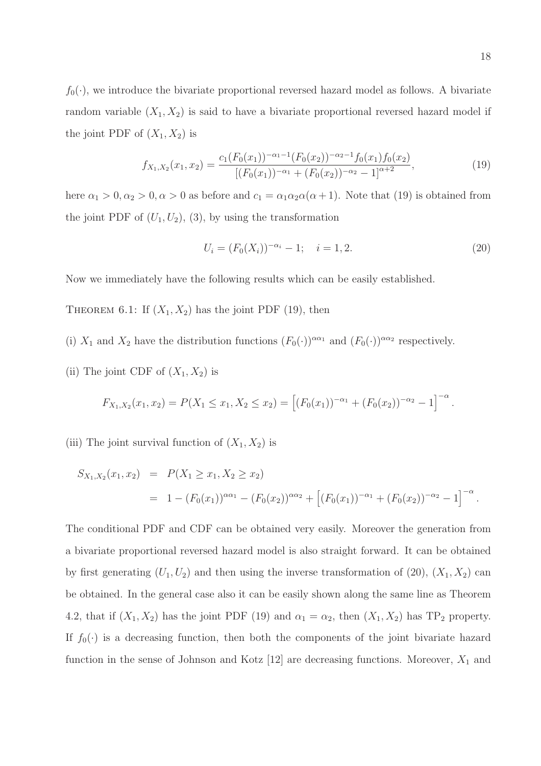$f_0(\cdot)$, we introduce the bivariate proportional reversed hazard model as follows. A bivariate random variable $(X_1, X_2)$ is said to have a bivariate proportional reversed hazard model if the joint PDF of $(X_1, X_2)$ is

$$f_{X_1,X_2}(x_1, x_2) = \frac{c_1 (F_0(x_1))^{-\alpha_1 - 1} (F_0(x_2))^{-\alpha_2 - 1} f_0(x_1) f_0(x_2)}{\left[(F_0(x_1))^{-\alpha_1} + (F_0(x_2))^{-\alpha_2} - 1\right]^{\alpha+2}}, \tag{19}$$

here $\alpha_1 > 0, \alpha_2 > 0, \alpha > 0$ as before and $c_1 = \alpha_1 \alpha_2 \alpha (\alpha + 1)$. Note that (19) is obtained from the joint PDF of $(U_1, U_2)$, (3), by using the transformation

$$U_i = (F_0(X_i))^{-\alpha_i} - 1; \quad i = 1, 2. \tag{20}$$

Now we immediately have the following results which can be easily established.

THEOREM 6.1: If $(X_1, X_2)$ has the joint PDF (19), then

(i) $X_1$ and $X_2$ have the distribution functions $(F_0(\cdot))^{\alpha\alpha_1}$ and $(F_0(\cdot))^{\alpha\alpha_2}$ respectively.

(ii) The joint CDF of $(X_1, X_2)$ is

$$F_{X_1,X_2}(x_1, x_2) = P(X_1 \le x_1, X_2 \le x_2) = \left[(F_0(x_1))^{-\alpha_1} + (F_0(x_2))^{-\alpha_2} - 1\right]^{-\alpha}.$$

(iii) The joint survival function of $(X_1, X_2)$ is

$$\begin{aligned} S_{X_1,X_2}(x_1, x_2) &= P(X_1 \ge x_1, X_2 \ge x_2) \\ &= 1 - (F_0(x_1))^{\alpha\alpha_1} - (F_0(x_2))^{\alpha\alpha_2} + \left[(F_0(x_1))^{-\alpha_1} + (F_0(x_2))^{-\alpha_2} - 1\right]^{-\alpha}. \end{aligned}$$

The conditional PDF and CDF can be obtained very easily. Moreover the generation from a bivariate proportional reversed hazard model is also straight forward. It can be obtained by first generating $(U_1, U_2)$ and then using the inverse transformation of (20), $(X_1, X_2)$ can be obtained. In the general case also it can be easily shown along the same line as Theorem 4.2, that if $(X_1, X_2)$ has the joint PDF (19) and $\alpha_1 = \alpha_2$, then $(X_1, X_2)$ has $\text{TP}_2$ property. If $f_0(\cdot)$ is a decreasing function, then both the components of the joint bivariate hazard function in the sense of Johnson and Kotz [12] are decreasing functions. Moreover, $X_1$ and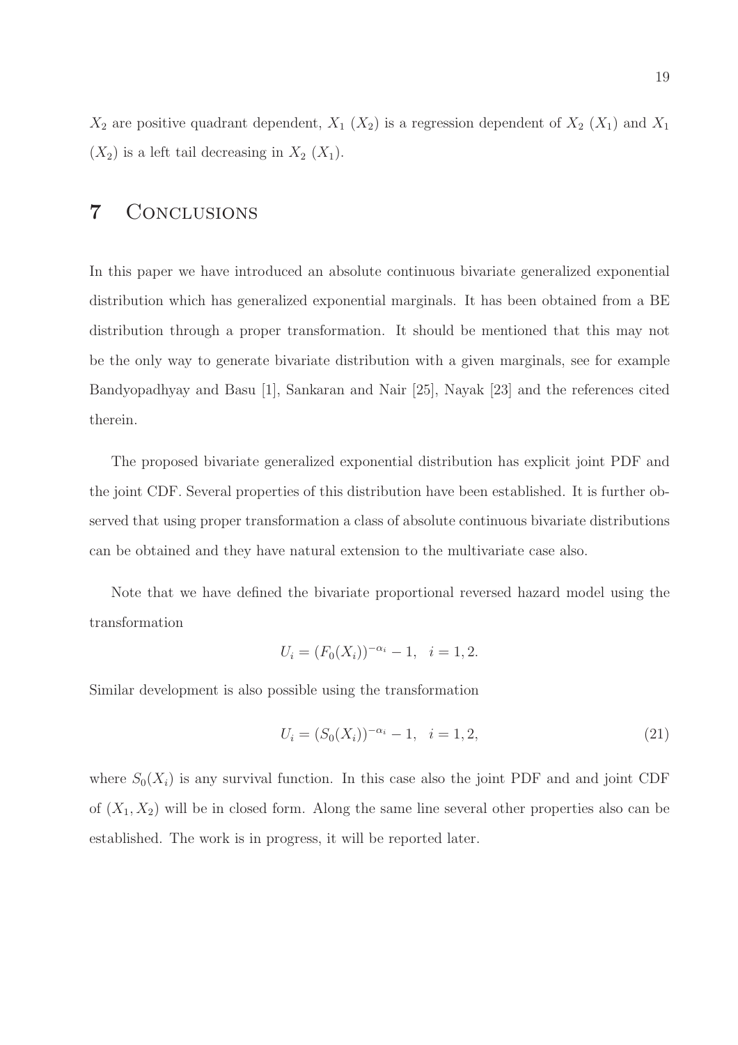$X_2$ are positive quadrant dependent, $X_1$ ($X_2$) is a regression dependent of $X_2$ ($X_1$) and $X_1$ ($X_2$) is a left tail decreasing in $X_2$ ($X_1$).

# 7 Conclusions

In this paper we have introduced an absolute continuous bivariate generalized exponential distribution which has generalized exponential marginals. It has been obtained from a BE distribution through a proper transformation. It should be mentioned that this may not be the only way to generate bivariate distribution with a given marginals, see for example Bandyopadhyay and Basu [1], Sankaran and Nair [25], Nayak [23] and the references cited therein.

The proposed bivariate generalized exponential distribution has explicit joint PDF and the joint CDF. Several properties of this distribution have been established. It is further observed that using proper transformation a class of absolute continuous bivariate distributions can be obtained and they have natural extension to the multivariate case also.

Note that we have defined the bivariate proportional reversed hazard model using the transformation

$$U_i = (F_0(X_i))^{-\alpha_i} - 1, \quad i = 1, 2.$$

Similar development is also possible using the transformation

$$U_i = (S_0(X_i))^{-\alpha_i} - 1, \quad i = 1, 2, \tag{21}$$

where $S_0(X_i)$ is any survival function. In this case also the joint PDF and and joint CDF of $(X_1, X_2)$ will be in closed form. Along the same line several other properties also can be established. The work is in progress, it will be reported later.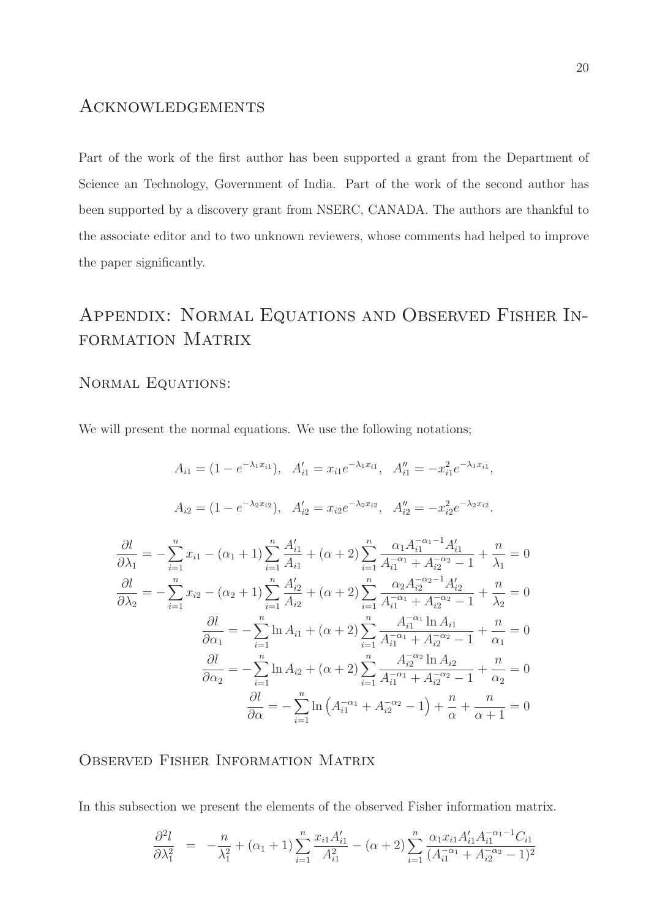## Acknowledgements

Part of the work of the first author has been supported a grant from the Department of Science an Technology, Government of India. Part of the work of the second author has been supported by a discovery grant from NSERC, CANADA. The authors are thankful to the associate editor and to two unknown reviewers, whose comments had helped to improve the paper significantly.

# Appendix: Normal Equations and Observed Fisher Information Matrix

## Normal Equations:

We will present the normal equations. We use the following notations;

$$A_{i1} = (1 - e^{-\lambda_1 x_{i1}}), \quad A'_{i1} = x_{i1} e^{-\lambda_1 x_{i1}}, \quad A''_{i1} = -x_{i1}^2 e^{-\lambda_1 x_{i1}},$$

$$A_{i2} = (1 - e^{-\lambda_2 x_{i2}}), \quad A'_{i2} = x_{i2} e^{-\lambda_2 x_{i2}}, \quad A''_{i2} = -x_{i2}^2 e^{-\lambda_2 x_{i2}}.$$

$$\frac{\partial l}{\partial \lambda_1} = -\sum_{i=1}^{n} x_{i1} - (\alpha_1 + 1) \sum_{i=1}^{n} \frac{A'_{i1}}{A_{i1}} + (\alpha + 2) \sum_{i=1}^{n} \frac{\alpha_1 A_{i1}^{-\alpha_1 - 1} A'_{i1}}{A_{i1}^{-\alpha_1} + A_{i2}^{-\alpha_2} - 1} + \frac{n}{\lambda_1} = 0$$

$$\frac{\partial l}{\partial \lambda_2} = -\sum_{i=1}^{n} x_{i2} - (\alpha_2 + 1) \sum_{i=1}^{n} \frac{A'_{i2}}{A_{i2}} + (\alpha + 2) \sum_{i=1}^{n} \frac{\alpha_2 A_{i2}^{-\alpha_2 - 1} A'_{i2}}{A_{i1}^{-\alpha_1} + A_{i2}^{-\alpha_2} - 1} + \frac{n}{\lambda_2} = 0$$

$$\frac{\partial l}{\partial \alpha_1} = -\sum_{i=1}^{n} \ln A_{i1} + (\alpha + 2) \sum_{i=1}^{n} \frac{A_{i1}^{-\alpha_1} \ln A_{i1}}{A_{i1}^{-\alpha_1} + A_{i2}^{-\alpha_2} - 1} + \frac{n}{\alpha_1} = 0$$

$$\frac{\partial l}{\partial \alpha_2} = -\sum_{i=1}^{n} \ln A_{i2} + (\alpha + 2) \sum_{i=1}^{n} \frac{A_{i2}^{-\alpha_2} \ln A_{i2}}{A_{i1}^{-\alpha_1} + A_{i2}^{-\alpha_2} - 1} + \frac{n}{\alpha_2} = 0$$

$$\frac{\partial l}{\partial \alpha} = -\sum_{i=1}^{n} \ln \left( A_{i1}^{-\alpha_1} + A_{i2}^{-\alpha_2} - 1 \right) + \frac{n}{\alpha} + \frac{n}{\alpha + 1} = 0$$

## Observed Fisher Information Matrix

In this subsection we present the elements of the observed Fisher information matrix.

$$\frac{\partial^2 l}{\partial \lambda_1^2} = -\frac{n}{\lambda_1^2} + (\alpha_1 + 1) \sum_{i=1}^{n} \frac{x_{i1} A'_{i1}}{A_{i1}^2} - (\alpha + 2) \sum_{i=1}^{n} \frac{\alpha_1 x_{i1} A'_{i1} A_{i1}^{-\alpha_1 - 1} C_{i1}}{(A_{i1}^{-\alpha_1} + A_{i2}^{-\alpha_2} - 1)^2}$$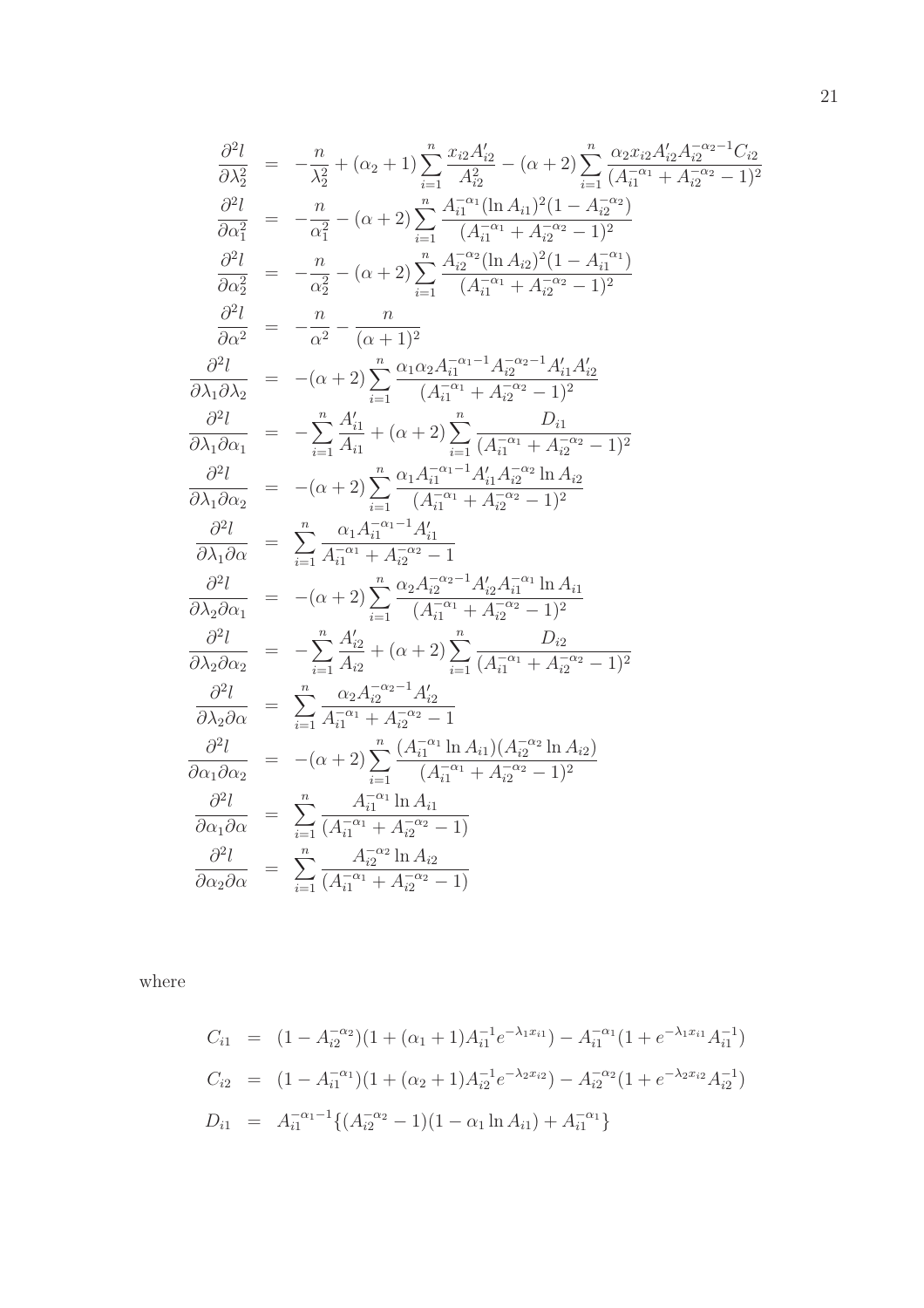$$
\begin{aligned}
\frac{\partial^2 l}{\partial \lambda_2^2} &= -\frac{n}{\lambda_2^2} + (\alpha_2+1)\sum_{i=1}^{n} \frac{x_{i2}A'_{i2}}{A_{i2}^2} - (\alpha+2)\sum_{i=1}^{n} \frac{\alpha_2 x_{i2} A'_{i2} A_{i2}^{-\alpha_2-1} C_{i2}}{(A_{i1}^{-\alpha_1} + A_{i2}^{-\alpha_2} - 1)^2} \\
\frac{\partial^2 l}{\partial \alpha_1^2} &= -\frac{n}{\alpha_1^2} - (\alpha+2)\sum_{i=1}^{n} \frac{A_{i1}^{-\alpha_1}(\ln A_{i1})^2 (1 - A_{i2}^{-\alpha_2})}{(A_{i1}^{-\alpha_1} + A_{i2}^{-\alpha_2} - 1)^2} \\
\frac{\partial^2 l}{\partial \alpha_2^2} &= -\frac{n}{\alpha_2^2} - (\alpha+2)\sum_{i=1}^{n} \frac{A_{i2}^{-\alpha_2}(\ln A_{i2})^2 (1 - A_{i1}^{-\alpha_1})}{(A_{i1}^{-\alpha_1} + A_{i2}^{-\alpha_2} - 1)^2} \\
\frac{\partial^2 l}{\partial \alpha^2} &= -\frac{n}{\alpha^2} - \frac{n}{(\alpha+1)^2} \\
\frac{\partial^2 l}{\partial \lambda_1 \partial \lambda_2} &= -(\alpha+2)\sum_{i=1}^{n} \frac{\alpha_1 \alpha_2 A_{i1}^{-\alpha_1-1} A_{i2}^{-\alpha_2-1} A'_{i1} A'_{i2}}{(A_{i1}^{-\alpha_1} + A_{i2}^{-\alpha_2} - 1)^2} \\
\frac{\partial^2 l}{\partial \lambda_1 \partial \alpha_1} &= -\sum_{i=1}^{n} \frac{A'_{i1}}{A_{i1}} + (\alpha+2)\sum_{i=1}^{n} \frac{D_{i1}}{(A_{i1}^{-\alpha_1} + A_{i2}^{-\alpha_2} - 1)^2} \\
\frac{\partial^2 l}{\partial \lambda_1 \partial \alpha_2} &= -(\alpha+2)\sum_{i=1}^{n} \frac{\alpha_1 A_{i1}^{-\alpha_1-1} A'_{i1} A_{i2}^{-\alpha_2} \ln A_{i2}}{(A_{i1}^{-\alpha_1} + A_{i2}^{-\alpha_2} - 1)^2} \\
\frac{\partial^2 l}{\partial \lambda_1 \partial \alpha} &= \sum_{i=1}^{n} \frac{\alpha_1 A_{i1}^{-\alpha_1-1} A'_{i1}}{A_{i1}^{-\alpha_1} + A_{i2}^{-\alpha_2} - 1} \\
\frac{\partial^2 l}{\partial \lambda_2 \partial \alpha_1} &= -(\alpha+2)\sum_{i=1}^{n} \frac{\alpha_2 A_{i2}^{-\alpha_2-1} A'_{i2} A_{i1}^{-\alpha_1} \ln A_{i1}}{(A_{i1}^{-\alpha_1} + A_{i2}^{-\alpha_2} - 1)^2} \\
\frac{\partial^2 l}{\partial \lambda_2 \partial \alpha_2} &= -\sum_{i=1}^{n} \frac{A'_{i2}}{A_{i2}} + (\alpha+2)\sum_{i=1}^{n} \frac{D_{i2}}{(A_{i1}^{-\alpha_1} + A_{i2}^{-\alpha_2} - 1)^2} \\
\frac{\partial^2 l}{\partial \lambda_2 \partial \alpha} &= \sum_{i=1}^{n} \frac{\alpha_2 A_{i2}^{-\alpha_2-1} A'_{i2}}{A_{i1}^{-\alpha_1} + A_{i2}^{-\alpha_2} - 1} \\
\frac{\partial^2 l}{\partial \alpha_1 \partial \alpha_2} &= -(\alpha+2)\sum_{i=1}^{n} \frac{(A_{i1}^{-\alpha_1} \ln A_{i1})(A_{i2}^{-\alpha_2} \ln A_{i2})}{(A_{i1}^{-\alpha_1} + A_{i2}^{-\alpha_2} - 1)^2} \\
\frac{\partial^2 l}{\partial \alpha_1 \partial \alpha} &= \sum_{i=1}^{n} \frac{A_{i1}^{-\alpha_1} \ln A_{i1}}{(A_{i1}^{-\alpha_1} + A_{i2}^{-\alpha_2} - 1)} \\
\frac{\partial^2 l}{\partial \alpha_2 \partial \alpha} &= \sum_{i=1}^{n} \frac{A_{i2}^{-\alpha_2} \ln A_{i2}}{(A_{i1}^{-\alpha_1} + A_{i2}^{-\alpha_2} - 1)}
\end{aligned}
$$

where

$$
\begin{aligned}
C_{i1} &= (1 - A_{i2}^{-\alpha_2})(1 + (\alpha_1+1)A_{i1}^{-1} e^{-\lambda_1 x_{i1}}) - A_{i1}^{-\alpha_1}(1 + e^{-\lambda_1 x_{i1}} A_{i1}^{-1}) \\
C_{i2} &= (1 - A_{i1}^{-\alpha_1})(1 + (\alpha_2+1)A_{i2}^{-1} e^{-\lambda_2 x_{i2}}) - A_{i2}^{-\alpha_2}(1 + e^{-\lambda_2 x_{i2}} A_{i2}^{-1}) \\
D_{i1} &= A_{i1}^{-\alpha_1-1}\{(A_{i2}^{-\alpha_2} - 1)(1 - \alpha_1 \ln A_{i1}) + A_{i1}^{-\alpha_1}\}
\end{aligned}
$$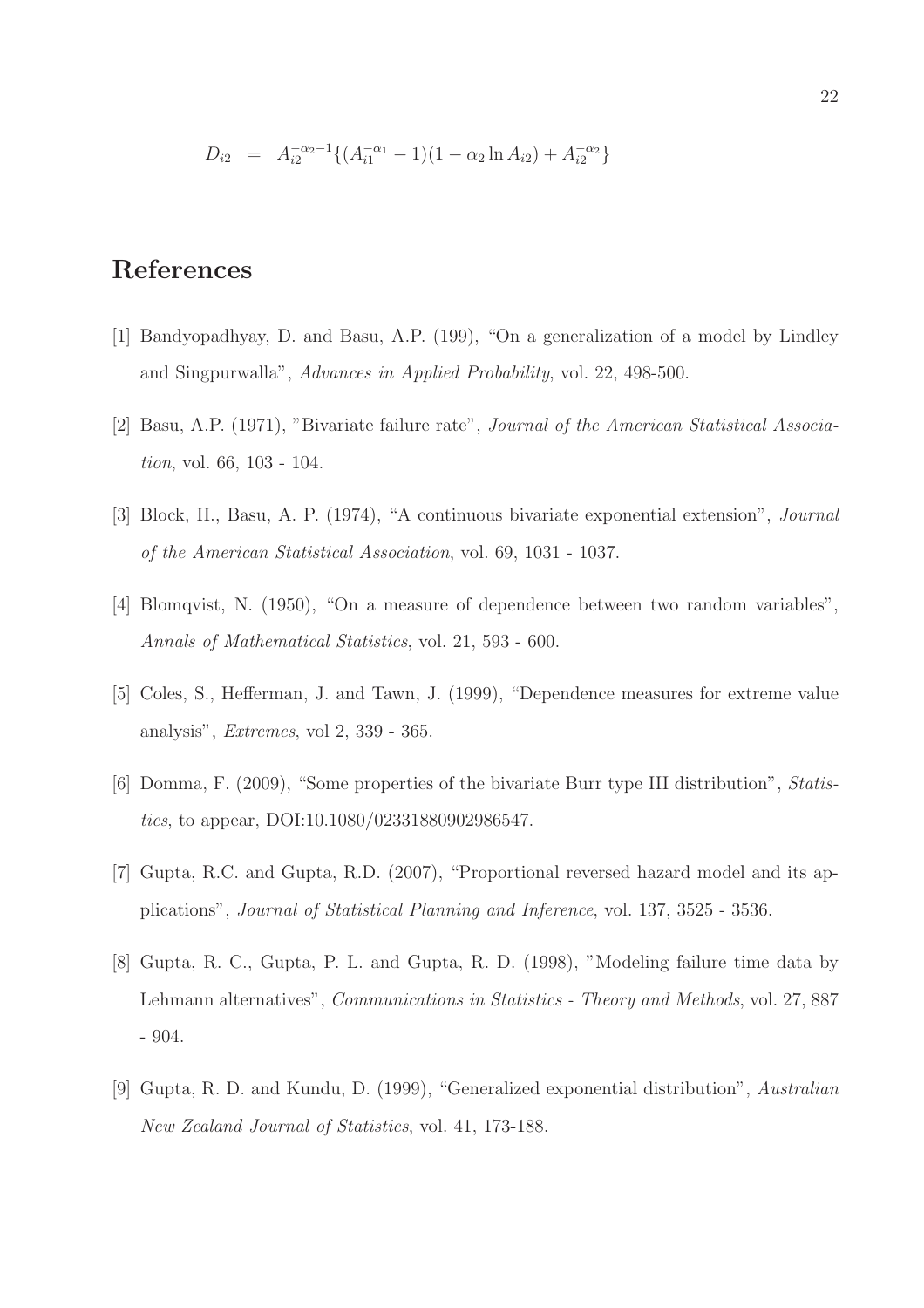$$D_{i2} = A_{i2}^{-\alpha_2 - 1}\{(A_{i1}^{-\alpha_1} - 1)(1 - \alpha_2 \ln A_{i2}) + A_{i2}^{-\alpha_2}\}$$

## References

[1] Bandyopadhyay, D. and Basu, A.P. (199), "On a generalization of a model by Lindley and Singpurwalla", *Advances in Applied Probability*, vol. 22, 498-500.

[2] Basu, A.P. (1971), "Bivariate failure rate", *Journal of the American Statistical Association*, vol. 66, 103 - 104.

[3] Block, H., Basu, A. P. (1974), "A continuous bivariate exponential extension", *Journal of the American Statistical Association*, vol. 69, 1031 - 1037.

[4] Blomqvist, N. (1950), "On a measure of dependence between two random variables", *Annals of Mathematical Statistics*, vol. 21, 593 - 600.

[5] Coles, S., Hefferman, J. and Tawn, J. (1999), "Dependence measures for extreme value analysis", *Extremes*, vol 2, 339 - 365.

[6] Domma, F. (2009), "Some properties of the bivariate Burr type III distribution", *Statistics*, to appear, DOI:10.1080/02331880902986547.

[7] Gupta, R.C. and Gupta, R.D. (2007), "Proportional reversed hazard model and its applications", *Journal of Statistical Planning and Inference*, vol. 137, 3525 - 3536.

[8] Gupta, R. C., Gupta, P. L. and Gupta, R. D. (1998), "Modeling failure time data by Lehmann alternatives", *Communications in Statistics - Theory and Methods*, vol. 27, 887 - 904.

[9] Gupta, R. D. and Kundu, D. (1999), "Generalized exponential distribution", *Australian New Zealand Journal of Statistics*, vol. 41, 173-188.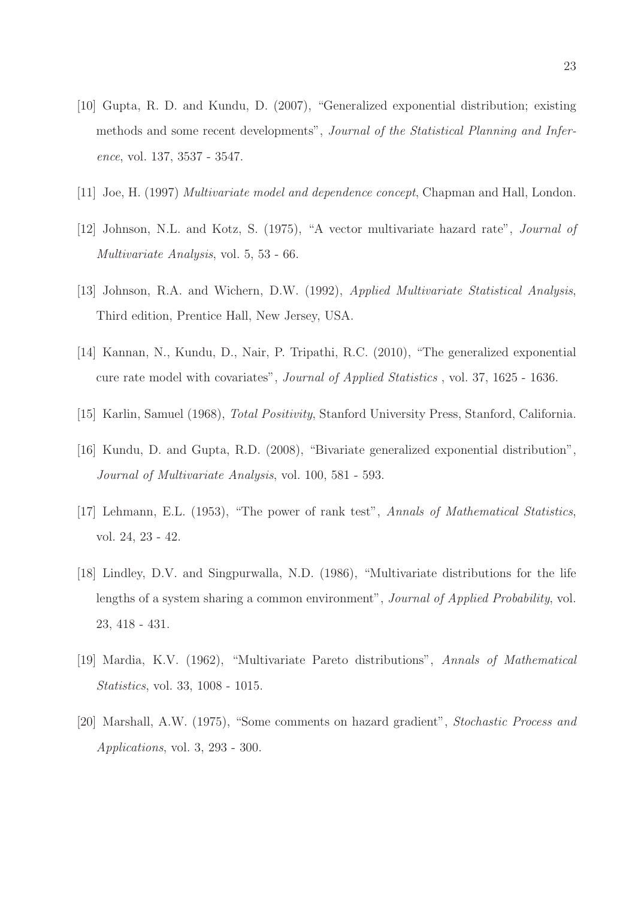[10] Gupta, R. D. and Kundu, D. (2007), "Generalized exponential distribution; existing methods and some recent developments", *Journal of the Statistical Planning and Inference*, vol. 137, 3537 - 3547.

[11] Joe, H. (1997) *Multivariate model and dependence concept*, Chapman and Hall, London.

[12] Johnson, N.L. and Kotz, S. (1975), "A vector multivariate hazard rate", *Journal of Multivariate Analysis*, vol. 5, 53 - 66.

[13] Johnson, R.A. and Wichern, D.W. (1992), *Applied Multivariate Statistical Analysis*, Third edition, Prentice Hall, New Jersey, USA.

[14] Kannan, N., Kundu, D., Nair, P. Tripathi, R.C. (2010), "The generalized exponential cure rate model with covariates", *Journal of Applied Statistics* , vol. 37, 1625 - 1636.

[15] Karlin, Samuel (1968), *Total Positivity*, Stanford University Press, Stanford, California.

[16] Kundu, D. and Gupta, R.D. (2008), "Bivariate generalized exponential distribution", *Journal of Multivariate Analysis*, vol. 100, 581 - 593.

[17] Lehmann, E.L. (1953), "The power of rank test", *Annals of Mathematical Statistics*, vol. 24, 23 - 42.

[18] Lindley, D.V. and Singpurwalla, N.D. (1986), "Multivariate distributions for the life lengths of a system sharing a common environment", *Journal of Applied Probability*, vol. 23, 418 - 431.

[19] Mardia, K.V. (1962), "Multivariate Pareto distributions", *Annals of Mathematical Statistics*, vol. 33, 1008 - 1015.

[20] Marshall, A.W. (1975), "Some comments on hazard gradient", *Stochastic Process and Applications*, vol. 3, 293 - 300.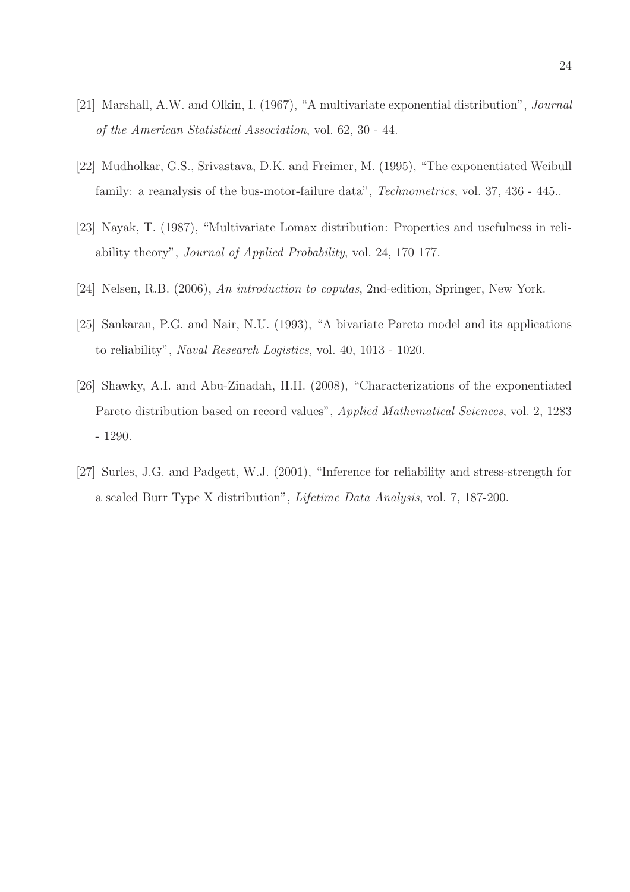[21] Marshall, A.W. and Olkin, I. (1967), "A multivariate exponential distribution", *Journal of the American Statistical Association*, vol. 62, 30 - 44.

[22] Mudholkar, G.S., Srivastava, D.K. and Freimer, M. (1995), "The exponentiated Weibull family: a reanalysis of the bus-motor-failure data", *Technometrics*, vol. 37, 436 - 445..

[23] Nayak, T. (1987), "Multivariate Lomax distribution: Properties and usefulness in reliability theory", *Journal of Applied Probability*, vol. 24, 170 177.

[24] Nelsen, R.B. (2006), *An introduction to copulas*, 2nd-edition, Springer, New York.

[25] Sankaran, P.G. and Nair, N.U. (1993), "A bivariate Pareto model and its applications to reliability", *Naval Research Logistics*, vol. 40, 1013 - 1020.

[26] Shawky, A.I. and Abu-Zinadah, H.H. (2008), "Characterizations of the exponentiated Pareto distribution based on record values", *Applied Mathematical Sciences*, vol. 2, 1283 - 1290.

[27] Surles, J.G. and Padgett, W.J. (2001), "Inference for reliability and stress-strength for a scaled Burr Type X distribution", *Lifetime Data Analysis*, vol. 7, 187-200.